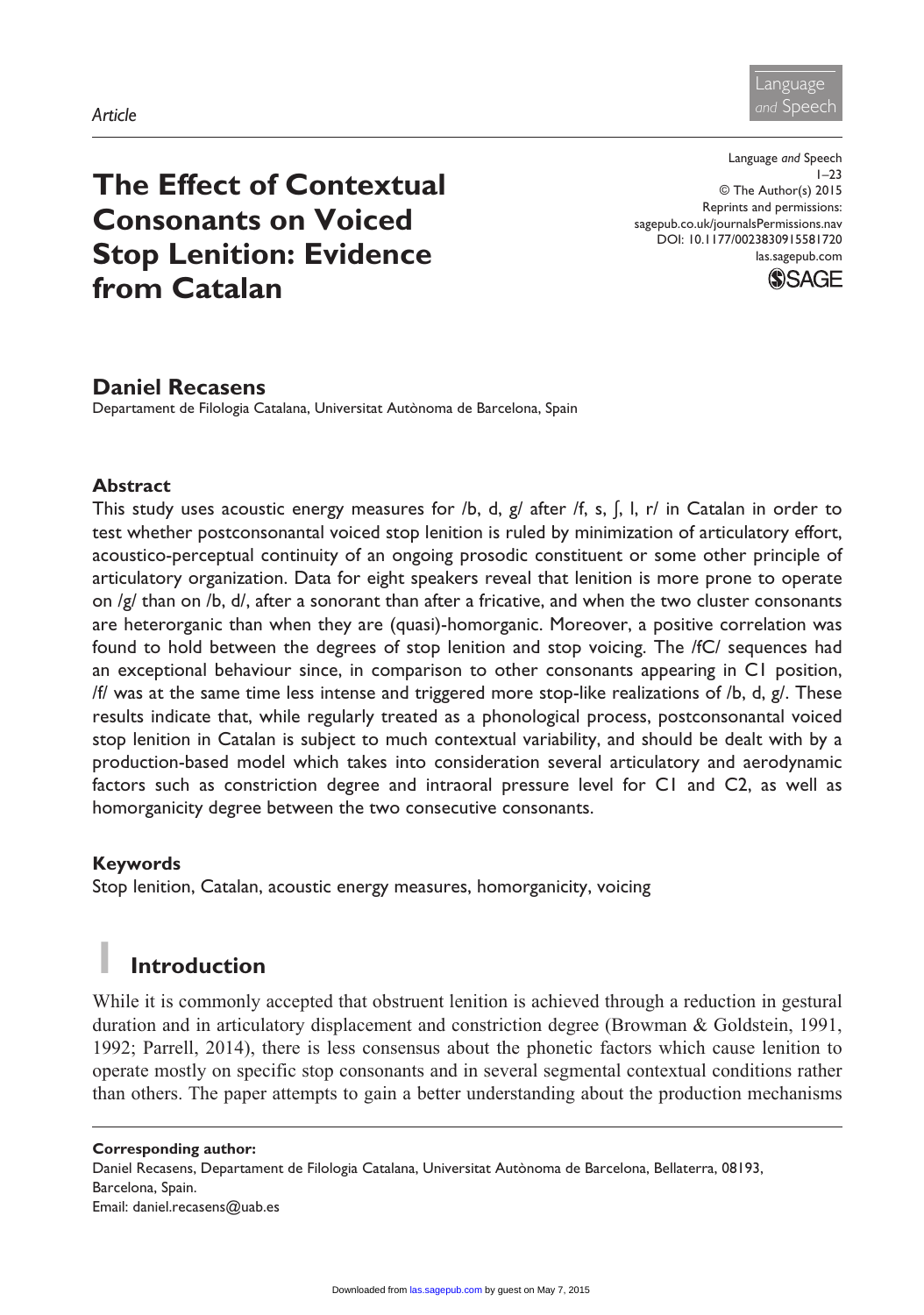Article

# The Effect of Contextual Consonants on Voiced Stop Lenition: Evidence from Catalan

Language and Speech
1–23
© The Author(s) 2015
Reprints and permissions: sagepub.co.uk/journalsPermissions.nav
DOI: 10.1177/0023830915581720
las.sagepub.com

**Daniel Recasens**
Departament de Filologia Catalana, Universitat Autònoma de Barcelona, Spain

## Abstract

This study uses acoustic energy measures for /b, d, g/ after /f, s, ʃ, l, r/ in Catalan in order to test whether postconsonantal voiced stop lenition is ruled by minimization of articulatory effort, acoustico-perceptual continuity of an ongoing prosodic constituent or some other principle of articulatory organization. Data for eight speakers reveal that lenition is more prone to operate on /g/ than on /b, d/, after a sonorant than after a fricative, and when the two cluster consonants are heterorganic than when they are (quasi)-homorganic. Moreover, a positive correlation was found to hold between the degrees of stop lenition and stop voicing. The /fC/ sequences had an exceptional behaviour since, in comparison to other consonants appearing in C1 position, /f/ was at the same time less intense and triggered more stop-like realizations of /b, d, g/. These results indicate that, while regularly treated as a phonological process, postconsonantal voiced stop lenition in Catalan is subject to much contextual variability, and should be dealt with by a production-based model which takes into consideration several articulatory and aerodynamic factors such as constriction degree and intraoral pressure level for C1 and C2, as well as homorganicity degree between the two consecutive consonants.

## Keywords

Stop lenition, Catalan, acoustic energy measures, homorganicity, voicing

## 1 Introduction

While it is commonly accepted that obstruent lenition is achieved through a reduction in gestural duration and in articulatory displacement and constriction degree (Browman & Goldstein, 1991, 1992; Parrell, 2014), there is less consensus about the phonetic factors which cause lenition to operate mostly on specific stop consonants and in several segmental contextual conditions rather than others. The paper attempts to gain a better understanding about the production mechanisms

**Corresponding author:**
Daniel Recasens, Departament de Filologia Catalana, Universitat Autònoma de Barcelona, Bellaterra, 08193, Barcelona, Spain.
Email: daniel.recasens@uab.es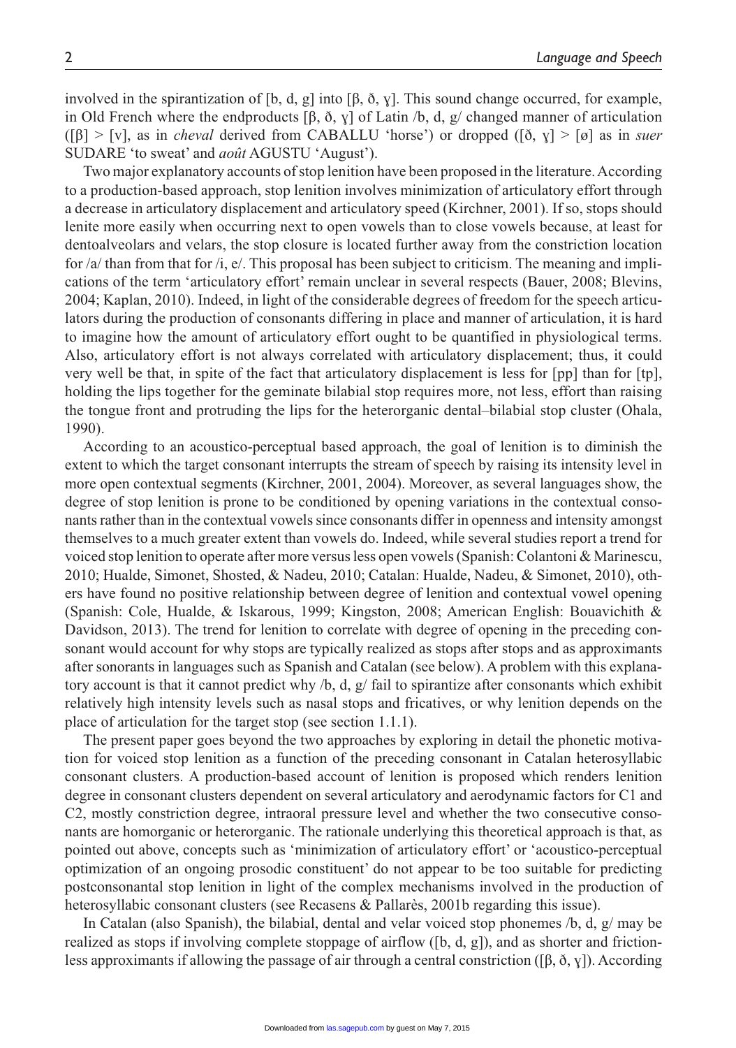involved in the spirantization of [b, d, g] into [β, ð, ɣ]. This sound change occurred, for example, in Old French where the endproducts [β, ð, ɣ] of Latin /b, d, g/ changed manner of articulation ([β] > [v], as in *cheval* derived from CABALLU 'horse') or dropped ([ð, ɣ] > [ø] as in *suer* SUDARE 'to sweat' and *août* AGUSTU 'August').

Two major explanatory accounts of stop lenition have been proposed in the literature. According to a production-based approach, stop lenition involves minimization of articulatory effort through a decrease in articulatory displacement and articulatory speed (Kirchner, 2001). If so, stops should lenite more easily when occurring next to open vowels than to close vowels because, at least for dentoalveolars and velars, the stop closure is located further away from the constriction location for /a/ than from that for /i, e/. This proposal has been subject to criticism. The meaning and implications of the term 'articulatory effort' remain unclear in several respects (Bauer, 2008; Blevins, 2004; Kaplan, 2010). Indeed, in light of the considerable degrees of freedom for the speech articulators during the production of consonants differing in place and manner of articulation, it is hard to imagine how the amount of articulatory effort ought to be quantified in physiological terms. Also, articulatory effort is not always correlated with articulatory displacement; thus, it could very well be that, in spite of the fact that articulatory displacement is less for [pp] than for [tp], holding the lips together for the geminate bilabial stop requires more, not less, effort than raising the tongue front and protruding the lips for the heterorganic dental–bilabial stop cluster (Ohala, 1990).

According to an acoustico-perceptual based approach, the goal of lenition is to diminish the extent to which the target consonant interrupts the stream of speech by raising its intensity level in more open contextual segments (Kirchner, 2001, 2004). Moreover, as several languages show, the degree of stop lenition is prone to be conditioned by opening variations in the contextual consonants rather than in the contextual vowels since consonants differ in openness and intensity amongst themselves to a much greater extent than vowels do. Indeed, while several studies report a trend for voiced stop lenition to operate after more versus less open vowels (Spanish: Colantoni & Marinescu, 2010; Hualde, Simonet, Shosted, & Nadeu, 2010; Catalan: Hualde, Nadeu, & Simonet, 2010), others have found no positive relationship between degree of lenition and contextual vowel opening (Spanish: Cole, Hualde, & Iskarous, 1999; Kingston, 2008; American English: Bouavichith & Davidson, 2013). The trend for lenition to correlate with degree of opening in the preceding consonant would account for why stops are typically realized as stops after stops and as approximants after sonorants in languages such as Spanish and Catalan (see below). A problem with this explanatory account is that it cannot predict why /b, d, g/ fail to spirantize after consonants which exhibit relatively high intensity levels such as nasal stops and fricatives, or why lenition depends on the place of articulation for the target stop (see section 1.1.1).

The present paper goes beyond the two approaches by exploring in detail the phonetic motivation for voiced stop lenition as a function of the preceding consonant in Catalan heterosyllabic consonant clusters. A production-based account of lenition is proposed which renders lenition degree in consonant clusters dependent on several articulatory and aerodynamic factors for C1 and C2, mostly constriction degree, intraoral pressure level and whether the two consecutive consonants are homorganic or heterorganic. The rationale underlying this theoretical approach is that, as pointed out above, concepts such as 'minimization of articulatory effort' or 'acoustico-perceptual optimization of an ongoing prosodic constituent' do not appear to be too suitable for predicting postconsonantal stop lenition in light of the complex mechanisms involved in the production of heterosyllabic consonant clusters (see Recasens & Pallarès, 2001b regarding this issue).

In Catalan (also Spanish), the bilabial, dental and velar voiced stop phonemes /b, d, g/ may be realized as stops if involving complete stoppage of airflow ([b, d, g]), and as shorter and frictionless approximants if allowing the passage of air through a central constriction ([β, ð, ɣ]). According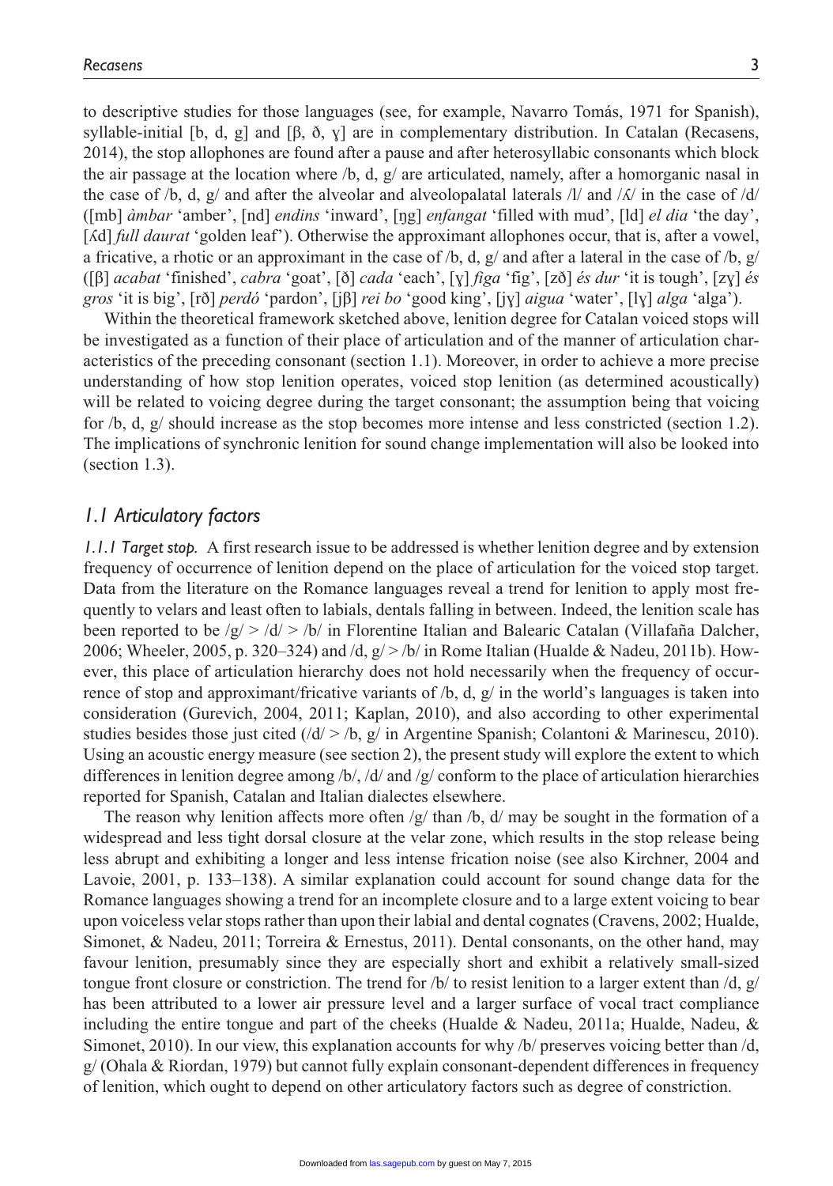to descriptive studies for those languages (see, for example, Navarro Tomás, 1971 for Spanish), syllable-initial [b, d, g] and [β, ð, ɣ] are in complementary distribution. In Catalan (Recasens, 2014), the stop allophones are found after a pause and after heterosyllabic consonants which block the air passage at the location where /b, d, g/ are articulated, namely, after a homorganic nasal in the case of /b, d, g/ and after the alveolar and alveolopalatal laterals /l/ and /ʎ/ in the case of /d/ ([mb] *àmbar* 'amber', [nd] *endins* 'inward', [ŋg] *enfangat* 'filled with mud', [ld] *el dia* 'the day', [ʎd] *full daurat* 'golden leaf'). Otherwise the approximant allophones occur, that is, after a vowel, a fricative, a rhotic or an approximant in the case of /b, d, g/ and after a lateral in the case of /b, g/ ([β] *acabat* 'finished', *cabra* 'goat', [ð] *cada* 'each', [ɣ] *figa* 'fig', [zð] *és dur* 'it is tough', [zɣ] *és gros* 'it is big', [rð] *perdó* 'pardon', [jβ] *rei bo* 'good king', [jɣ] *aigua* 'water', [lɣ] *alga* 'alga').

Within the theoretical framework sketched above, lenition degree for Catalan voiced stops will be investigated as a function of their place of articulation and of the manner of articulation characteristics of the preceding consonant (section 1.1). Moreover, in order to achieve a more precise understanding of how stop lenition operates, voiced stop lenition (as determined acoustically) will be related to voicing degree during the target consonant; the assumption being that voicing for /b, d, g/ should increase as the stop becomes more intense and less constricted (section 1.2). The implications of synchronic lenition for sound change implementation will also be looked into (section 1.3).

## *1.1 Articulatory factors*

*1.1.1 Target stop.* A first research issue to be addressed is whether lenition degree and by extension frequency of occurrence of lenition depend on the place of articulation for the voiced stop target. Data from the literature on the Romance languages reveal a trend for lenition to apply most frequently to velars and least often to labials, dentals falling in between. Indeed, the lenition scale has been reported to be /g/ > /d/ > /b/ in Florentine Italian and Balearic Catalan (Villafaña Dalcher, 2006; Wheeler, 2005, p. 320–324) and /d, g/ > /b/ in Rome Italian (Hualde & Nadeu, 2011b). However, this place of articulation hierarchy does not hold necessarily when the frequency of occurrence of stop and approximant/fricative variants of /b, d, g/ in the world's languages is taken into consideration (Gurevich, 2004, 2011; Kaplan, 2010), and also according to other experimental studies besides those just cited (/d/ > /b, g/ in Argentine Spanish; Colantoni & Marinescu, 2010). Using an acoustic energy measure (see section 2), the present study will explore the extent to which differences in lenition degree among /b/, /d/ and /g/ conform to the place of articulation hierarchies reported for Spanish, Catalan and Italian dialectes elsewhere.

The reason why lenition affects more often /g/ than /b, d/ may be sought in the formation of a widespread and less tight dorsal closure at the velar zone, which results in the stop release being less abrupt and exhibiting a longer and less intense frication noise (see also Kirchner, 2004 and Lavoie, 2001, p. 133–138). A similar explanation could account for sound change data for the Romance languages showing a trend for an incomplete closure and to a large extent voicing to bear upon voiceless velar stops rather than upon their labial and dental cognates (Cravens, 2002; Hualde, Simonet, & Nadeu, 2011; Torreira & Ernestus, 2011). Dental consonants, on the other hand, may favour lenition, presumably since they are especially short and exhibit a relatively small-sized tongue front closure or constriction. The trend for /b/ to resist lenition to a larger extent than /d, g/ has been attributed to a lower air pressure level and a larger surface of vocal tract compliance including the entire tongue and part of the cheeks (Hualde & Nadeu, 2011a; Hualde, Nadeu, & Simonet, 2010). In our view, this explanation accounts for why /b/ preserves voicing better than /d, g/ (Ohala & Riordan, 1979) but cannot fully explain consonant-dependent differences in frequency of lenition, which ought to depend on other articulatory factors such as degree of constriction.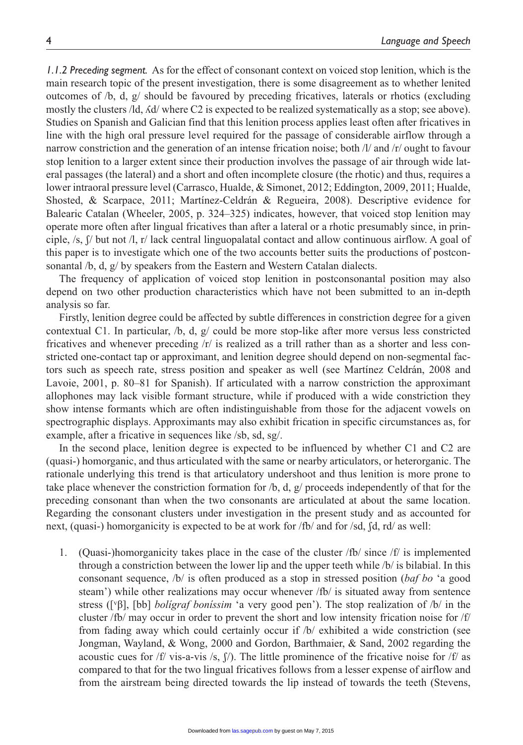*1.1.2 Preceding segment.* As for the effect of consonant context on voiced stop lenition, which is the main research topic of the present investigation, there is some disagreement as to whether lenited outcomes of /b, d, g/ should be favoured by preceding fricatives, laterals or rhotics (excluding mostly the clusters /ld, ʎd/ where C2 is expected to be realized systematically as a stop; see above). Studies on Spanish and Galician find that this lenition process applies least often after fricatives in line with the high oral pressure level required for the passage of considerable airflow through a narrow constriction and the generation of an intense frication noise; both /l/ and /r/ ought to favour stop lenition to a larger extent since their production involves the passage of air through wide lateral passages (the lateral) and a short and often incomplete closure (the rhotic) and thus, requires a lower intraoral pressure level (Carrasco, Hualde, & Simonet, 2012; Eddington, 2009, 2011; Hualde, Shosted, & Scarpace, 2011; Martínez-Celdrán & Regueira, 2008). Descriptive evidence for Balearic Catalan (Wheeler, 2005, p. 324–325) indicates, however, that voiced stop lenition may operate more often after lingual fricatives than after a lateral or a rhotic presumably since, in principle, /s, ʃ/ but not /l, r/ lack central linguopalatal contact and allow continuous airflow. A goal of this paper is to investigate which one of the two accounts better suits the productions of postconsonantal /b, d, g/ by speakers from the Eastern and Western Catalan dialects.

The frequency of application of voiced stop lenition in postconsonantal position may also depend on two other production characteristics which have not been submitted to an in-depth analysis so far.

Firstly, lenition degree could be affected by subtle differences in constriction degree for a given contextual C1. In particular, /b, d, g/ could be more stop-like after more versus less constricted fricatives and whenever preceding /r/ is realized as a trill rather than as a shorter and less constricted one-contact tap or approximant, and lenition degree should depend on non-segmental factors such as speech rate, stress position and speaker as well (see Martínez Celdrán, 2008 and Lavoie, 2001, p. 80–81 for Spanish). If articulated with a narrow constriction the approximant allophones may lack visible formant structure, while if produced with a wide constriction they show intense formants which are often indistinguishable from those for the adjacent vowels on spectrographic displays. Approximants may also exhibit frication in specific circumstances as, for example, after a fricative in sequences like /sb, sd, sg/.

In the second place, lenition degree is expected to be influenced by whether C1 and C2 are (quasi-) homorganic, and thus articulated with the same or nearby articulators, or heterorganic. The rationale underlying this trend is that articulatory undershoot and thus lenition is more prone to take place whenever the constriction formation for /b, d, g/ proceeds independently of that for the preceding consonant than when the two consonants are articulated at about the same location. Regarding the consonant clusters under investigation in the present study and as accounted for next, (quasi-) homorganicity is expected to be at work for /fb/ and for /sd, ʃd, rd/ as well:

1. (Quasi-)homorganicity takes place in the case of the cluster /fb/ since /f/ is implemented through a constriction between the lower lip and the upper teeth while /b/ is bilabial. In this consonant sequence, /b/ is often produced as a stop in stressed position (*baf bo* 'a good steam') while other realizations may occur whenever /fb/ is situated away from sentence stress ([ᵛβ], [bb] *bolígraf boníssim* 'a very good pen'). The stop realization of /b/ in the cluster /fb/ may occur in order to prevent the short and low intensity frication noise for /f/ from fading away which could certainly occur if /b/ exhibited a wide constriction (see Jongman, Wayland, & Wong, 2000 and Gordon, Barthmaier, & Sand, 2002 regarding the acoustic cues for /f/ vis-a-vis /s, ʃ/). The little prominence of the fricative noise for /f/ as compared to that for the two lingual fricatives follows from a lesser expense of airflow and from the airstream being directed towards the lip instead of towards the teeth (Stevens,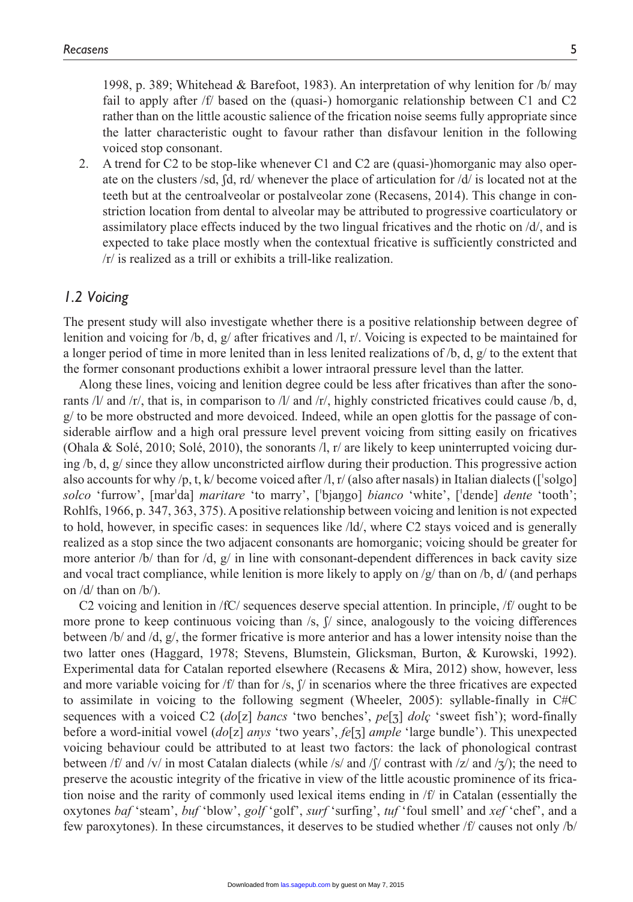1998, p. 389; Whitehead & Barefoot, 1983). An interpretation of why lenition for /b/ may fail to apply after /f/ based on the (quasi-) homorganic relationship between C1 and C2 rather than on the little acoustic salience of the frication noise seems fully appropriate since the latter characteristic ought to favour rather than disfavour lenition in the following voiced stop consonant.

2. A trend for C2 to be stop-like whenever C1 and C2 are (quasi-)homorganic may also operate on the clusters /sd, ʃd, rd/ whenever the place of articulation for /d/ is located not at the teeth but at the centroalveolar or postalveolar zone (Recasens, 2014). This change in constriction location from dental to alveolar may be attributed to progressive coarticulatory or assimilatory place effects induced by the two lingual fricatives and the rhotic on /d/, and is expected to take place mostly when the contextual fricative is sufficiently constricted and /r/ is realized as a trill or exhibits a trill-like realization.

### *1.2 Voicing*

The present study will also investigate whether there is a positive relationship between degree of lenition and voicing for /b, d, g/ after fricatives and /l, r/. Voicing is expected to be maintained for a longer period of time in more lenited than in less lenited realizations of /b, d, g/ to the extent that the former consonant productions exhibit a lower intraoral pressure level than the latter.

Along these lines, voicing and lenition degree could be less after fricatives than after the sonorants /l/ and /r/, that is, in comparison to /l/ and /r/, highly constricted fricatives could cause /b, d, g/ to be more obstructed and more devoiced. Indeed, while an open glottis for the passage of considerable airflow and a high oral pressure level prevent voicing from sitting easily on fricatives (Ohala & Solé, 2010; Solé, 2010), the sonorants /l, r/ are likely to keep uninterrupted voicing during /b, d, g/ since they allow unconstricted airflow during their production. This progressive action also accounts for why /p, t, k/ become voiced after /l, r/ (also after nasals) in Italian dialects ([ˈsolgo] *solco* 'furrow', [marˈda] *maritare* 'to marry', [ˈbjaŋgo] *bianco* 'white', [ˈdɛnde] *dente* 'tooth'; Rohlfs, 1966, p. 347, 363, 375). A positive relationship between voicing and lenition is not expected to hold, however, in specific cases: in sequences like /ld/, where C2 stays voiced and is generally realized as a stop since the two adjacent consonants are homorganic; voicing should be greater for more anterior /b/ than for /d, g/ in line with consonant-dependent differences in back cavity size and vocal tract compliance, while lenition is more likely to apply on /g/ than on /b, d/ (and perhaps on /d/ than on /b/).

C2 voicing and lenition in /fC/ sequences deserve special attention. In principle, /f/ ought to be more prone to keep continuous voicing than /s, ʃ/ since, analogously to the voicing differences between /b/ and /d, g/, the former fricative is more anterior and has a lower intensity noise than the two latter ones (Haggard, 1978; Stevens, Blumstein, Glicksman, Burton, & Kurowski, 1992). Experimental data for Catalan reported elsewhere (Recasens & Mira, 2012) show, however, less and more variable voicing for /f/ than for /s, ʃ/ in scenarios where the three fricatives are expected to assimilate in voicing to the following segment (Wheeler, 2005): syllable-finally in C#C sequences with a voiced C2 (*do*[z] *bancs* 'two benches', *pe*[ʒ] *dolç* 'sweet fish'); word-finally before a word-initial vowel (*do*[z] *anys* 'two years', *fe*[ʒ] *ample* 'large bundle'). This unexpected voicing behaviour could be attributed to at least two factors: the lack of phonological contrast between /f/ and /v/ in most Catalan dialects (while /s/ and /ʃ/ contrast with /z/ and /ʒ/); the need to preserve the acoustic integrity of the fricative in view of the little acoustic prominence of its frication noise and the rarity of commonly used lexical items ending in /f/ in Catalan (essentially the oxytones *baf* 'steam', *buf* 'blow', *golf* 'golf', *surf* 'surfing', *tuf* 'foul smell' and *xef* 'chef', and a few paroxytones). In these circumstances, it deserves to be studied whether /f/ causes not only /b/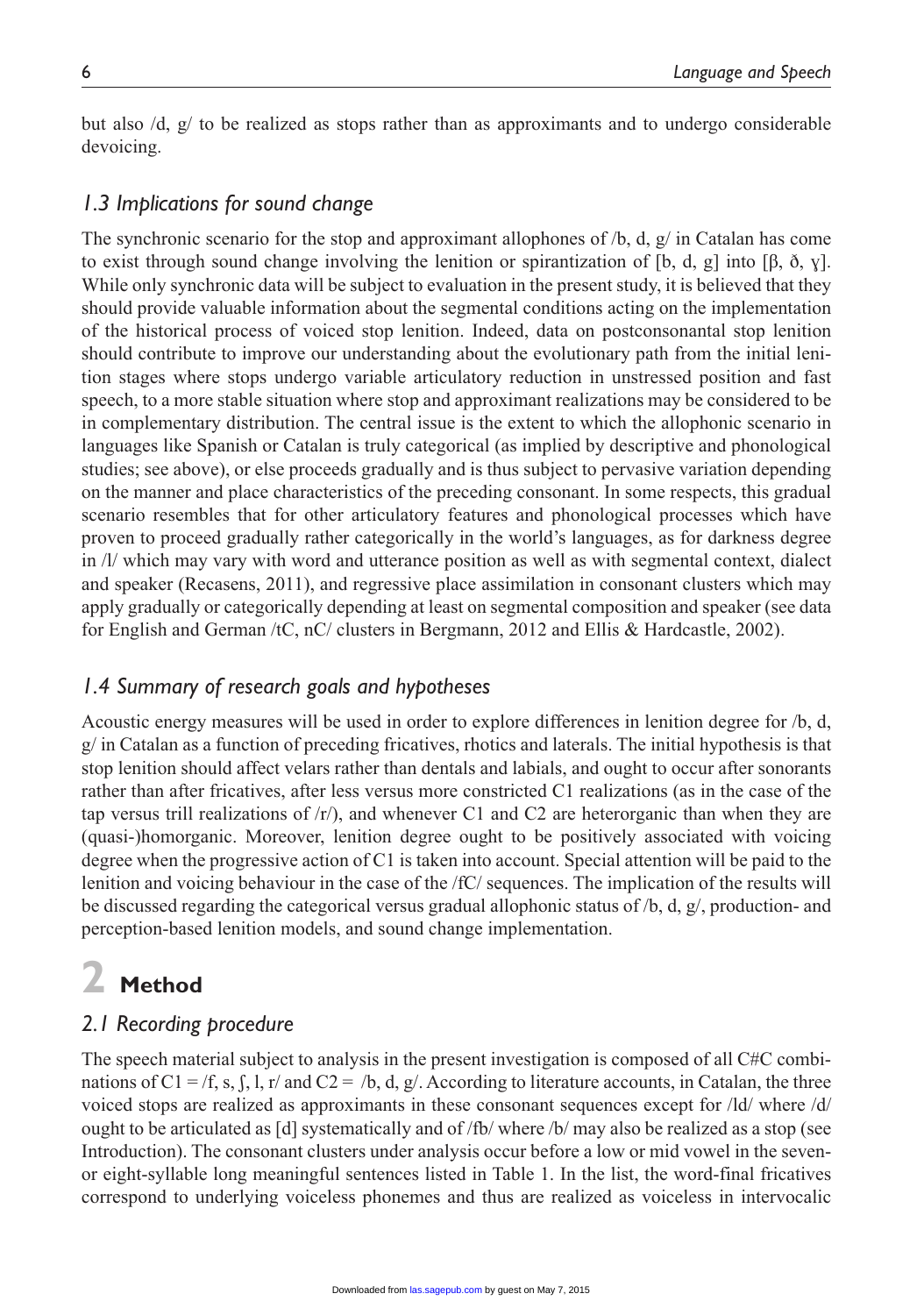but also /d, g/ to be realized as stops rather than as approximants and to undergo considerable devoicing.

### *1.3 Implications for sound change*

The synchronic scenario for the stop and approximant allophones of /b, d, g/ in Catalan has come to exist through sound change involving the lenition or spirantization of [b, d, g] into [β, ð, ɣ]. While only synchronic data will be subject to evaluation in the present study, it is believed that they should provide valuable information about the segmental conditions acting on the implementation of the historical process of voiced stop lenition. Indeed, data on postconsonantal stop lenition should contribute to improve our understanding about the evolutionary path from the initial lenition stages where stops undergo variable articulatory reduction in unstressed position and fast speech, to a more stable situation where stop and approximant realizations may be considered to be in complementary distribution. The central issue is the extent to which the allophonic scenario in languages like Spanish or Catalan is truly categorical (as implied by descriptive and phonological studies; see above), or else proceeds gradually and is thus subject to pervasive variation depending on the manner and place characteristics of the preceding consonant. In some respects, this gradual scenario resembles that for other articulatory features and phonological processes which have proven to proceed gradually rather categorically in the world's languages, as for darkness degree in /l/ which may vary with word and utterance position as well as with segmental context, dialect and speaker (Recasens, 2011), and regressive place assimilation in consonant clusters which may apply gradually or categorically depending at least on segmental composition and speaker (see data for English and German /tC, nC/ clusters in Bergmann, 2012 and Ellis & Hardcastle, 2002).

### *1.4 Summary of research goals and hypotheses*

Acoustic energy measures will be used in order to explore differences in lenition degree for /b, d, g/ in Catalan as a function of preceding fricatives, rhotics and laterals. The initial hypothesis is that stop lenition should affect velars rather than dentals and labials, and ought to occur after sonorants rather than after fricatives, after less versus more constricted C1 realizations (as in the case of the tap versus trill realizations of /r/), and whenever C1 and C2 are heterorganic than when they are (quasi-)homorganic. Moreover, lenition degree ought to be positively associated with voicing degree when the progressive action of C1 is taken into account. Special attention will be paid to the lenition and voicing behaviour in the case of the /fC/ sequences. The implication of the results will be discussed regarding the categorical versus gradual allophonic status of /b, d, g/, production- and perception-based lenition models, and sound change implementation.

## 2 Method

### *2.1 Recording procedure*

The speech material subject to analysis in the present investigation is composed of all C#C combinations of C1 = /f, s, ʃ, l, r/ and C2 = /b, d, g/. According to literature accounts, in Catalan, the three voiced stops are realized as approximants in these consonant sequences except for /ld/ where /d/ ought to be articulated as [d] systematically and of /fb/ where /b/ may also be realized as a stop (see Introduction). The consonant clusters under analysis occur before a low or mid vowel in the seven- or eight-syllable long meaningful sentences listed in Table 1. In the list, the word-final fricatives correspond to underlying voiceless phonemes and thus are realized as voiceless in intervocalic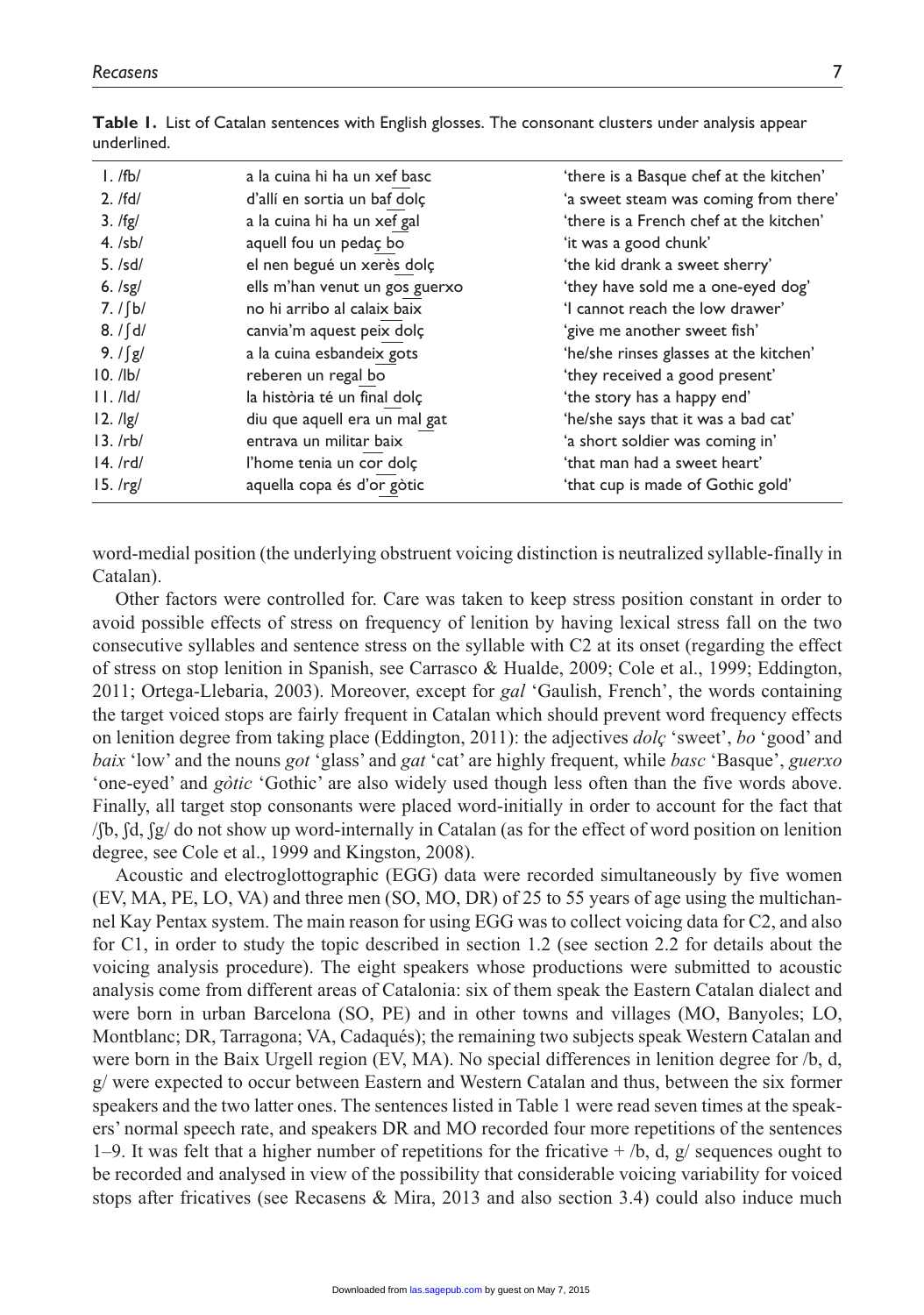**Table 1.** List of Catalan sentences with English glosses. The consonant clusters under analysis appear underlined.

| | | |
|---|---|---|
| 1. /fb/ | a la cuina hi ha un xef basc | 'there is a Basque chef at the kitchen' |
| 2. /fd/ | d'allí en sortia un baf dolç | 'a sweet steam was coming from there' |
| 3. /fg/ | a la cuina hi ha un xef gal | 'there is a French chef at the kitchen' |
| 4. /sb/ | aquell fou un pedaç bo | 'it was a good chunk' |
| 5. /sd/ | el nen begué un xerès dolç | 'the kid drank a sweet sherry' |
| 6. /sg/ | ells m'han venut un gos guerxo | 'they have sold me a one-eyed dog' |
| 7. /ʃb/ | no hi arribo al calaix baix | 'I cannot reach the low drawer' |
| 8. /ʃd/ | canvia'm aquest peix dolç | 'give me another sweet fish' |
| 9. /ʃg/ | a la cuina esbandeix gots | 'he/she rinses glasses at the kitchen' |
| 10. /lb/ | reberen un regal bo | 'they received a good present' |
| 11. /ld/ | la història té un final dolç | 'the story has a happy end' |
| 12. /lg/ | diu que aquell era un mal gat | 'he/she says that it was a bad cat' |
| 13. /rb/ | entrava un militar baix | 'a short soldier was coming in' |
| 14. /rd/ | l'home tenia un cor dolç | 'that man had a sweet heart' |
| 15. /rg/ | aquella copa és d'or gòtic | 'that cup is made of Gothic gold' |

word-medial position (the underlying obstruent voicing distinction is neutralized syllable-finally in Catalan).

Other factors were controlled for. Care was taken to keep stress position constant in order to avoid possible effects of stress on frequency of lenition by having lexical stress fall on the two consecutive syllables and sentence stress on the syllable with C2 at its onset (regarding the effect of stress on stop lenition in Spanish, see Carrasco & Hualde, 2009; Cole et al., 1999; Eddington, 2011; Ortega-Llebaria, 2003). Moreover, except for *gal* 'Gaulish, French', the words containing the target voiced stops are fairly frequent in Catalan which should prevent word frequency effects on lenition degree from taking place (Eddington, 2011): the adjectives *dolç* 'sweet', *bo* 'good' and *baix* 'low' and the nouns *got* 'glass' and *gat* 'cat' are highly frequent, while *basc* 'Basque', *guerxo* 'one-eyed' and *gòtic* 'Gothic' are also widely used though less often than the five words above. Finally, all target stop consonants were placed word-initially in order to account for the fact that /ʃb, ʃd, ʃg/ do not show up word-internally in Catalan (as for the effect of word position on lenition degree, see Cole et al., 1999 and Kingston, 2008).

Acoustic and electroglottographic (EGG) data were recorded simultaneously by five women (EV, MA, PE, LO, VA) and three men (SO, MO, DR) of 25 to 55 years of age using the multichannel Kay Pentax system. The main reason for using EGG was to collect voicing data for C2, and also for C1, in order to study the topic described in section 1.2 (see section 2.2 for details about the voicing analysis procedure). The eight speakers whose productions were submitted to acoustic analysis come from different areas of Catalonia: six of them speak the Eastern Catalan dialect and were born in urban Barcelona (SO, PE) and in other towns and villages (MO, Banyoles; LO, Montblanc; DR, Tarragona; VA, Cadaqués); the remaining two subjects speak Western Catalan and were born in the Baix Urgell region (EV, MA). No special differences in lenition degree for /b, d, g/ were expected to occur between Eastern and Western Catalan and thus, between the six former speakers and the two latter ones. The sentences listed in Table 1 were read seven times at the speakers' normal speech rate, and speakers DR and MO recorded four more repetitions of the sentences 1–9. It was felt that a higher number of repetitions for the fricative + /b, d, g/ sequences ought to be recorded and analysed in view of the possibility that considerable voicing variability for voiced stops after fricatives (see Recasens & Mira, 2013 and also section 3.4) could also induce much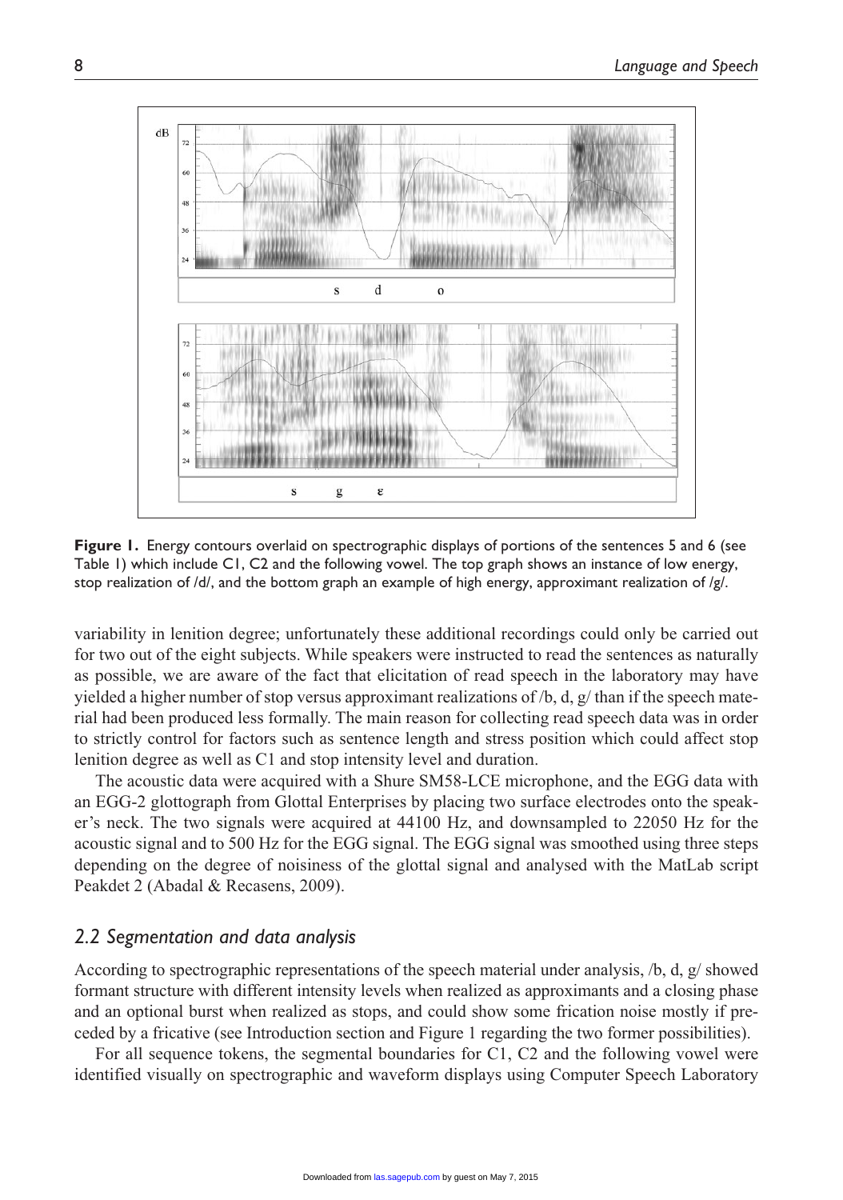**Figure 1.** Energy contours overlaid on spectrographic displays of portions of the sentences 5 and 6 (see Table 1) which include C1, C2 and the following vowel. The top graph shows an instance of low energy, stop realization of /d/, and the bottom graph an example of high energy, approximant realization of /g/.

variability in lenition degree; unfortunately these additional recordings could only be carried out for two out of the eight subjects. While speakers were instructed to read the sentences as naturally as possible, we are aware of the fact that elicitation of read speech in the laboratory may have yielded a higher number of stop versus approximant realizations of /b, d, g/ than if the speech material had been produced less formally. The main reason for collecting read speech data was in order to strictly control for factors such as sentence length and stress position which could affect stop lenition degree as well as C1 and stop intensity level and duration.

The acoustic data were acquired with a Shure SM58-LCE microphone, and the EGG data with an EGG-2 glottograph from Glottal Enterprises by placing two surface electrodes onto the speaker's neck. The two signals were acquired at 44100 Hz, and downsampled to 22050 Hz for the acoustic signal and to 500 Hz for the EGG signal. The EGG signal was smoothed using three steps depending on the degree of noisiness of the glottal signal and analysed with the MatLab script Peakdet 2 (Abadal & Recasens, 2009).

## *2.2 Segmentation and data analysis*

According to spectrographic representations of the speech material under analysis, /b, d, g/ showed formant structure with different intensity levels when realized as approximants and a closing phase and an optional burst when realized as stops, and could show some frication noise mostly if preceded by a fricative (see Introduction section and Figure 1 regarding the two former possibilities).

For all sequence tokens, the segmental boundaries for C1, C2 and the following vowel were identified visually on spectrographic and waveform displays using Computer Speech Laboratory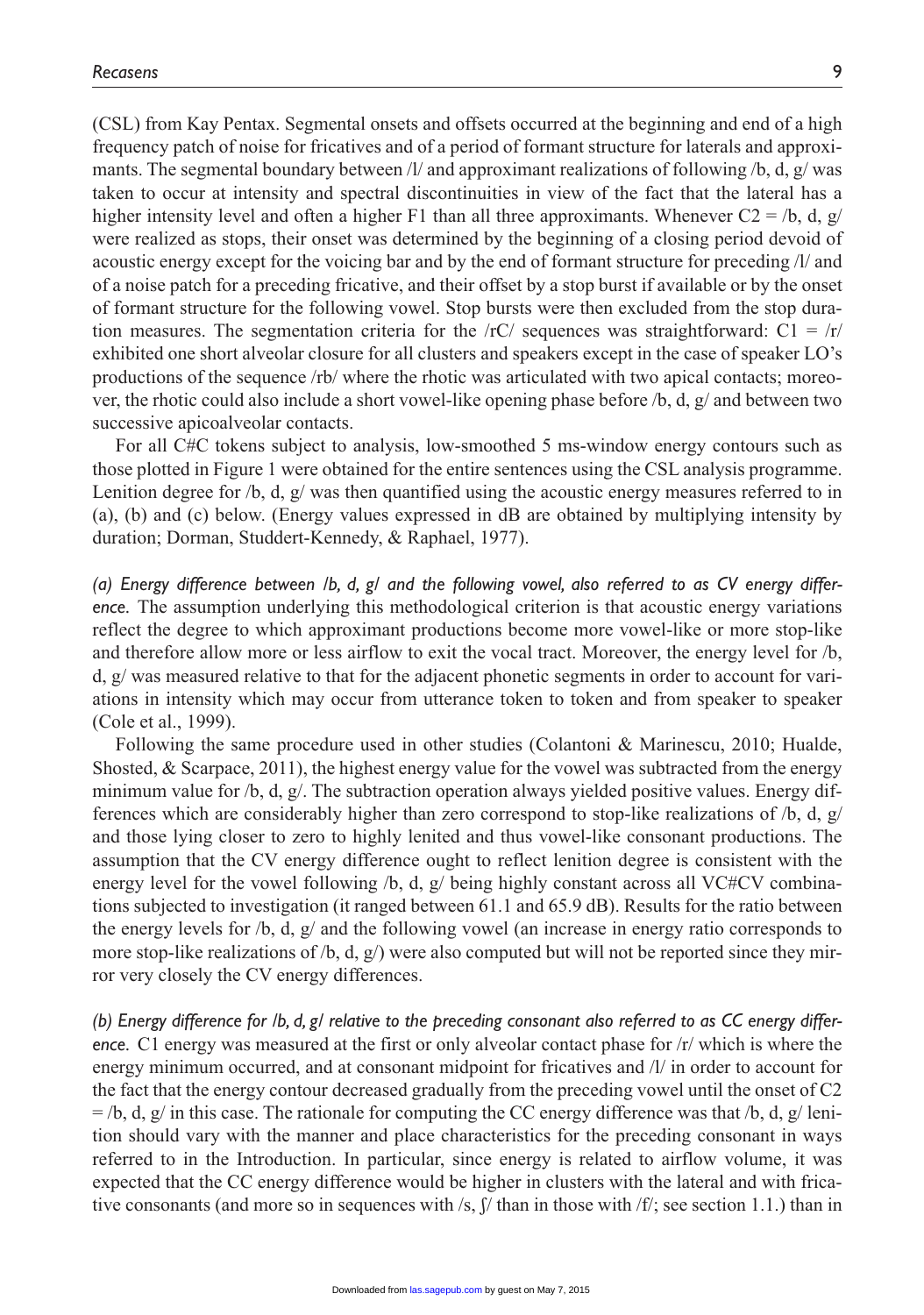(CSL) from Kay Pentax. Segmental onsets and offsets occurred at the beginning and end of a high frequency patch of noise for fricatives and of a period of formant structure for laterals and approximants. The segmental boundary between /l/ and approximant realizations of following /b, d, g/ was taken to occur at intensity and spectral discontinuities in view of the fact that the lateral has a higher intensity level and often a higher F1 than all three approximants. Whenever C2 = /b, d, g/ were realized as stops, their onset was determined by the beginning of a closing period devoid of acoustic energy except for the voicing bar and by the end of formant structure for preceding /l/ and of a noise patch for a preceding fricative, and their offset by a stop burst if available or by the onset of formant structure for the following vowel. Stop bursts were then excluded from the stop duration measures. The segmentation criteria for the /rC/ sequences was straightforward: C1 = /r/ exhibited one short alveolar closure for all clusters and speakers except in the case of speaker LO's productions of the sequence /rb/ where the rhotic was articulated with two apical contacts; moreover, the rhotic could also include a short vowel-like opening phase before /b, d, g/ and between two successive apicoalveolar contacts.

For all C#C tokens subject to analysis, low-smoothed 5 ms-window energy contours such as those plotted in Figure 1 were obtained for the entire sentences using the CSL analysis programme. Lenition degree for /b, d, g/ was then quantified using the acoustic energy measures referred to in (a), (b) and (c) below. (Energy values expressed in dB are obtained by multiplying intensity by duration; Dorman, Studdert-Kennedy, & Raphael, 1977).

*(a) Energy difference between /b, d, g/ and the following vowel, also referred to as CV energy difference.* The assumption underlying this methodological criterion is that acoustic energy variations reflect the degree to which approximant productions become more vowel-like or more stop-like and therefore allow more or less airflow to exit the vocal tract. Moreover, the energy level for /b, d, g/ was measured relative to that for the adjacent phonetic segments in order to account for variations in intensity which may occur from utterance token to token and from speaker to speaker (Cole et al., 1999).

Following the same procedure used in other studies (Colantoni & Marinescu, 2010; Hualde, Shosted, & Scarpace, 2011), the highest energy value for the vowel was subtracted from the energy minimum value for /b, d, g/. The subtraction operation always yielded positive values. Energy differences which are considerably higher than zero correspond to stop-like realizations of /b, d, g/ and those lying closer to zero to highly lenited and thus vowel-like consonant productions. The assumption that the CV energy difference ought to reflect lenition degree is consistent with the energy level for the vowel following /b, d, g/ being highly constant across all VC#CV combinations subjected to investigation (it ranged between 61.1 and 65.9 dB). Results for the ratio between the energy levels for /b, d, g/ and the following vowel (an increase in energy ratio corresponds to more stop-like realizations of /b, d, g/) were also computed but will not be reported since they mirror very closely the CV energy differences.

*(b) Energy difference for /b, d, g/ relative to the preceding consonant also referred to as CC energy difference.* C1 energy was measured at the first or only alveolar contact phase for /r/ which is where the energy minimum occurred, and at consonant midpoint for fricatives and /l/ in order to account for the fact that the energy contour decreased gradually from the preceding vowel until the onset of C2 = /b, d, g/ in this case. The rationale for computing the CC energy difference was that /b, d, g/ lenition should vary with the manner and place characteristics for the preceding consonant in ways referred to in the Introduction. In particular, since energy is related to airflow volume, it was expected that the CC energy difference would be higher in clusters with the lateral and with fricative consonants (and more so in sequences with /s, ʃ/ than in those with /f/; see section 1.1.) than in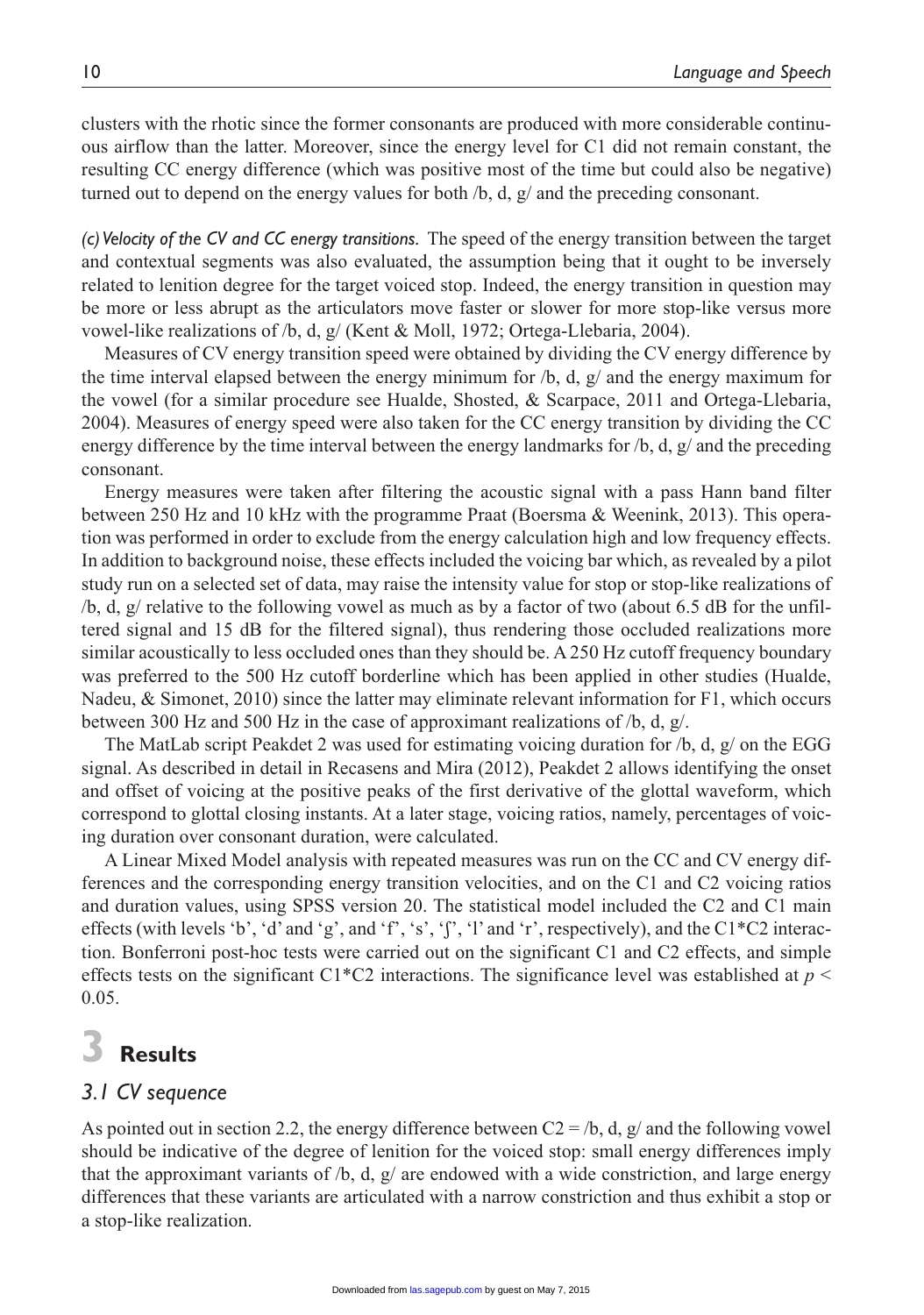clusters with the rhotic since the former consonants are produced with more considerable continuous airflow than the latter. Moreover, since the energy level for C1 did not remain constant, the resulting CC energy difference (which was positive most of the time but could also be negative) turned out to depend on the energy values for both /b, d, g/ and the preceding consonant.

*(c) Velocity of the CV and CC energy transitions.* The speed of the energy transition between the target and contextual segments was also evaluated, the assumption being that it ought to be inversely related to lenition degree for the target voiced stop. Indeed, the energy transition in question may be more or less abrupt as the articulators move faster or slower for more stop-like versus more vowel-like realizations of /b, d, g/ (Kent & Moll, 1972; Ortega-Llebaria, 2004).

Measures of CV energy transition speed were obtained by dividing the CV energy difference by the time interval elapsed between the energy minimum for /b, d, g/ and the energy maximum for the vowel (for a similar procedure see Hualde, Shosted, & Scarpace, 2011 and Ortega-Llebaria, 2004). Measures of energy speed were also taken for the CC energy transition by dividing the CC energy difference by the time interval between the energy landmarks for /b, d, g/ and the preceding consonant.

Energy measures were taken after filtering the acoustic signal with a pass Hann band filter between 250 Hz and 10 kHz with the programme Praat (Boersma & Weenink, 2013). This operation was performed in order to exclude from the energy calculation high and low frequency effects. In addition to background noise, these effects included the voicing bar which, as revealed by a pilot study run on a selected set of data, may raise the intensity value for stop or stop-like realizations of /b, d, g/ relative to the following vowel as much as by a factor of two (about 6.5 dB for the unfiltered signal and 15 dB for the filtered signal), thus rendering those occluded realizations more similar acoustically to less occluded ones than they should be. A 250 Hz cutoff frequency boundary was preferred to the 500 Hz cutoff borderline which has been applied in other studies (Hualde, Nadeu, & Simonet, 2010) since the latter may eliminate relevant information for F1, which occurs between 300 Hz and 500 Hz in the case of approximant realizations of /b, d, g/.

The MatLab script Peakdet 2 was used for estimating voicing duration for /b, d, g/ on the EGG signal. As described in detail in Recasens and Mira (2012), Peakdet 2 allows identifying the onset and offset of voicing at the positive peaks of the first derivative of the glottal waveform, which correspond to glottal closing instants. At a later stage, voicing ratios, namely, percentages of voicing duration over consonant duration, were calculated.

A Linear Mixed Model analysis with repeated measures was run on the CC and CV energy differences and the corresponding energy transition velocities, and on the C1 and C2 voicing ratios and duration values, using SPSS version 20. The statistical model included the C2 and C1 main effects (with levels 'b', 'd' and 'g', and 'f', 's', 'ʃ', 'l' and 'r', respectively), and the C1*C2 interaction. Bonferroni post-hoc tests were carried out on the significant C1 and C2 effects, and simple effects tests on the significant C1*C2 interactions. The significance level was established at $p < 0.05$.

# 3 Results

## 3.1 CV sequence

As pointed out in section 2.2, the energy difference between C2 = /b, d, g/ and the following vowel should be indicative of the degree of lenition for the voiced stop: small energy differences imply that the approximant variants of /b, d, g/ are endowed with a wide constriction, and large energy differences that these variants are articulated with a narrow constriction and thus exhibit a stop or a stop-like realization.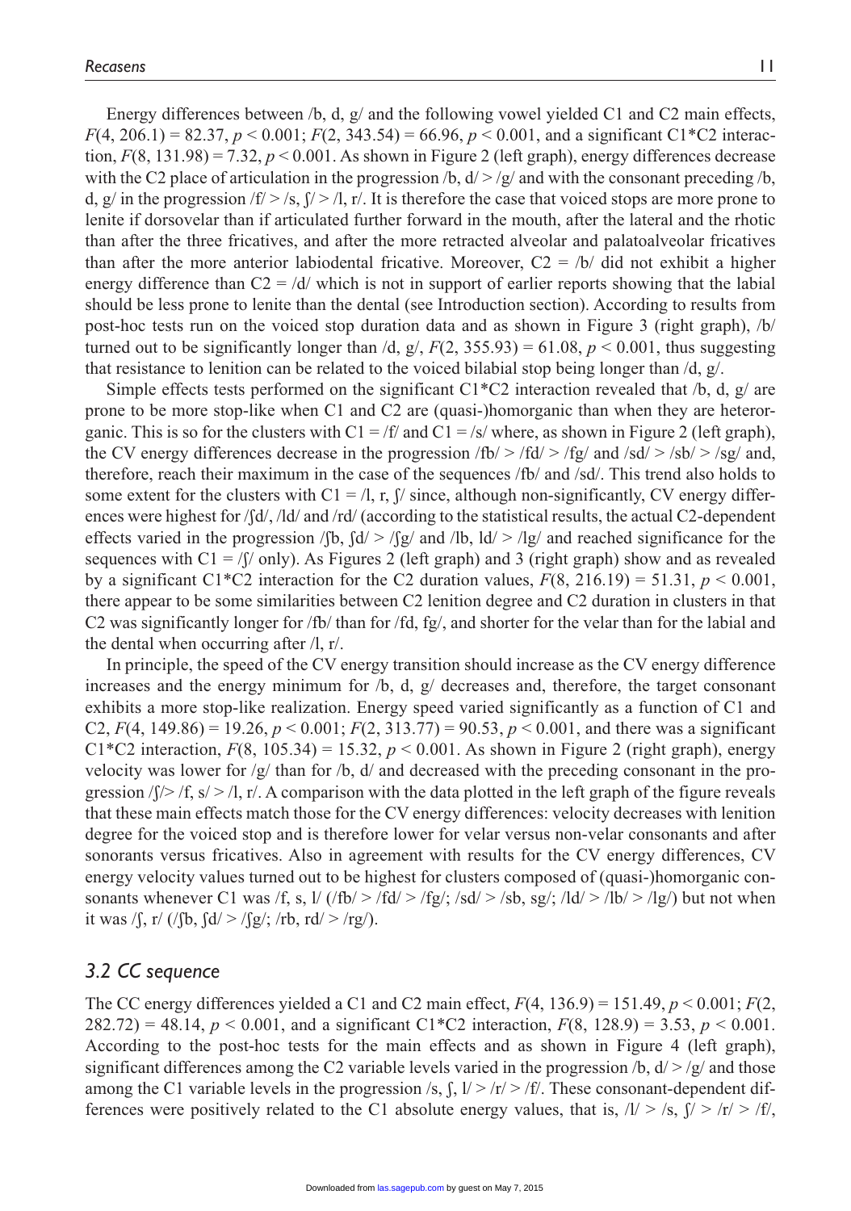Energy differences between /b, d, g/ and the following vowel yielded C1 and C2 main effects, $F(4, 206.1) = 82.37$, $p < 0.001$; $F(2, 343.54) = 66.96$, $p < 0.001$, and a significant C1*C2 interaction, $F(8, 131.98) = 7.32$, $p < 0.001$. As shown in Figure 2 (left graph), energy differences decrease with the C2 place of articulation in the progression /b, d/ > /g/ and with the consonant preceding /b, d, g/ in the progression /f/ > /s, ʃ/ > /l, r/. It is therefore the case that voiced stops are more prone to lenite if dorsovelar than if articulated further forward in the mouth, after the lateral and the rhotic than after the three fricatives, and after the more retracted alveolar and palatoalveolar fricatives than after the more anterior labiodental fricative. Moreover, C2 = /b/ did not exhibit a higher energy difference than C2 = /d/ which is not in support of earlier reports showing that the labial should be less prone to lenite than the dental (see Introduction section). According to results from post-hoc tests run on the voiced stop duration data and as shown in Figure 3 (right graph), /b/ turned out to be significantly longer than /d, g/, $F(2, 355.93) = 61.08$, $p < 0.001$, thus suggesting that resistance to lenition can be related to the voiced bilabial stop being longer than /d, g/.

Simple effects tests performed on the significant C1*C2 interaction revealed that /b, d, g/ are prone to be more stop-like when C1 and C2 are (quasi-)homorganic than when they are heterorganic. This is so for the clusters with C1 = /f/ and C1 = /s/ where, as shown in Figure 2 (left graph), the CV energy differences decrease in the progression /fb/ > /fd/ > /fg/ and /sd/ > /sb/ > /sg/ and, therefore, reach their maximum in the case of the sequences /fb/ and /sd/. This trend also holds to some extent for the clusters with C1 = /l, r, ʃ/ since, although non-significantly, CV energy differences were highest for /ʃd/, /ld/ and /rd/ (according to the statistical results, the actual C2-dependent effects varied in the progression /ʃb, ʃd/ > /ʃg/ and /lb, ld/ > /lg/ and reached significance for the sequences with C1 = /ʃ/ only). As Figures 2 (left graph) and 3 (right graph) show and as revealed by a significant C1*C2 interaction for the C2 duration values, $F(8, 216.19) = 51.31$, $p < 0.001$, there appear to be some similarities between C2 lenition degree and C2 duration in clusters in that C2 was significantly longer for /fb/ than for /fd, fg/, and shorter for the velar than for the labial and the dental when occurring after /l, r/.

In principle, the speed of the CV energy transition should increase as the CV energy difference increases and the energy minimum for /b, d, g/ decreases and, therefore, the target consonant exhibits a more stop-like realization. Energy speed varied significantly as a function of C1 and C2, $F(4, 149.86) = 19.26$, $p < 0.001$; $F(2, 313.77) = 90.53$, $p < 0.001$, and there was a significant C1*C2 interaction, $F(8, 105.34) = 15.32$, $p < 0.001$. As shown in Figure 2 (right graph), energy velocity was lower for /g/ than for /b, d/ and decreased with the preceding consonant in the progression /ʃ/> /f, s/ > /l, r/. A comparison with the data plotted in the left graph of the figure reveals that these main effects match those for the CV energy differences: velocity decreases with lenition degree for the voiced stop and is therefore lower for velar versus non-velar consonants and after sonorants versus fricatives. Also in agreement with results for the CV energy differences, CV energy velocity values turned out to be highest for clusters composed of (quasi-)homorganic consonants whenever C1 was /f, s, l/ (/fb/ > /fd/ > /fg/; /sd/ > /sb, sg/; /ld/ > /lb/ > /lg/) but not when it was /ʃ, r/ (/ʃb, ʃd/ > /ʃg/; /rb, rd/ > /rg/).

### *3.2 CC sequence*

The CC energy differences yielded a C1 and C2 main effect, $F(4, 136.9) = 151.49$, $p < 0.001$; $F(2, 282.72) = 48.14$, $p < 0.001$, and a significant C1*C2 interaction, $F(8, 128.9) = 3.53$, $p < 0.001$. According to the post-hoc tests for the main effects and as shown in Figure 4 (left graph), significant differences among the C2 variable levels varied in the progression /b, d/ > /g/ and those among the C1 variable levels in the progression /s, ʃ, l/ > /r/ > /f/. These consonant-dependent differences were positively related to the C1 absolute energy values, that is, /l/ > /s, ʃ/ > /r/ > /f/,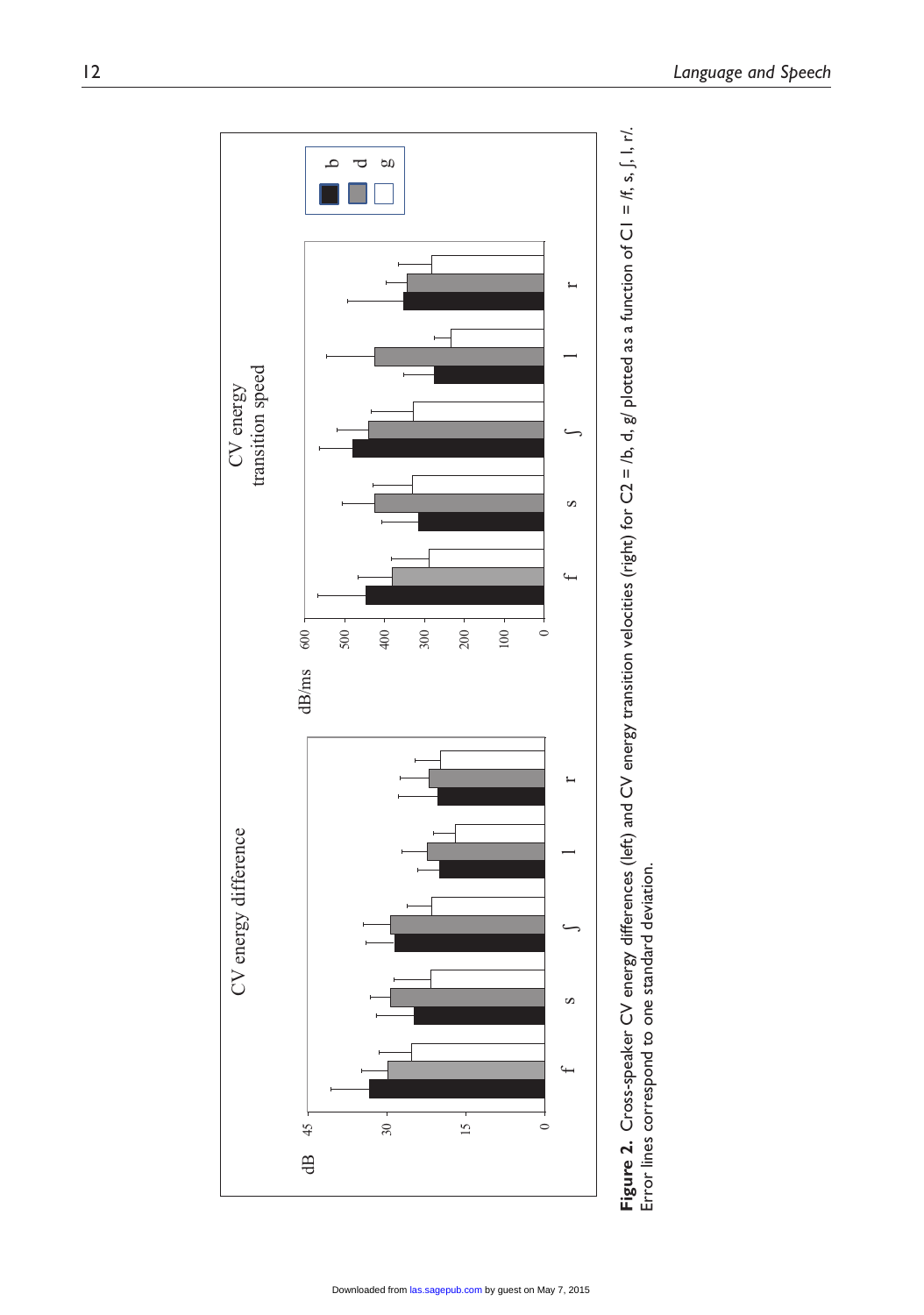**Figure 2.** Cross-speaker CV energy differences (left) and CV energy transition velocities (right) for C2 = /b, d, g/ plotted as a function of C1 = /f, s, ʃ, l, r/. Error lines correspond to one standard deviation.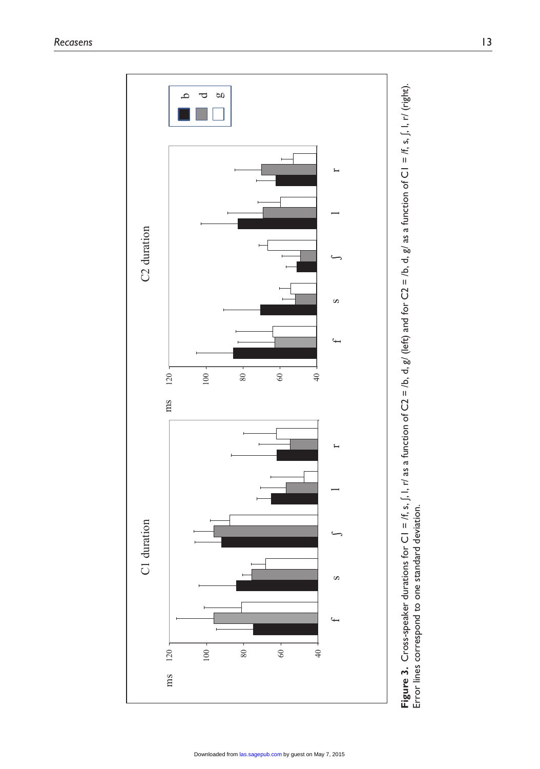**Figure 3.** Cross-speaker durations for C1 = /f, s, ʃ, l, r/ as a function of C2 = /b, d, g/ (left) and for C2 = /b, d, g/ as a function of C1 = /f, s, ʃ, l, r/ (right). Error lines correspond to one standard deviation.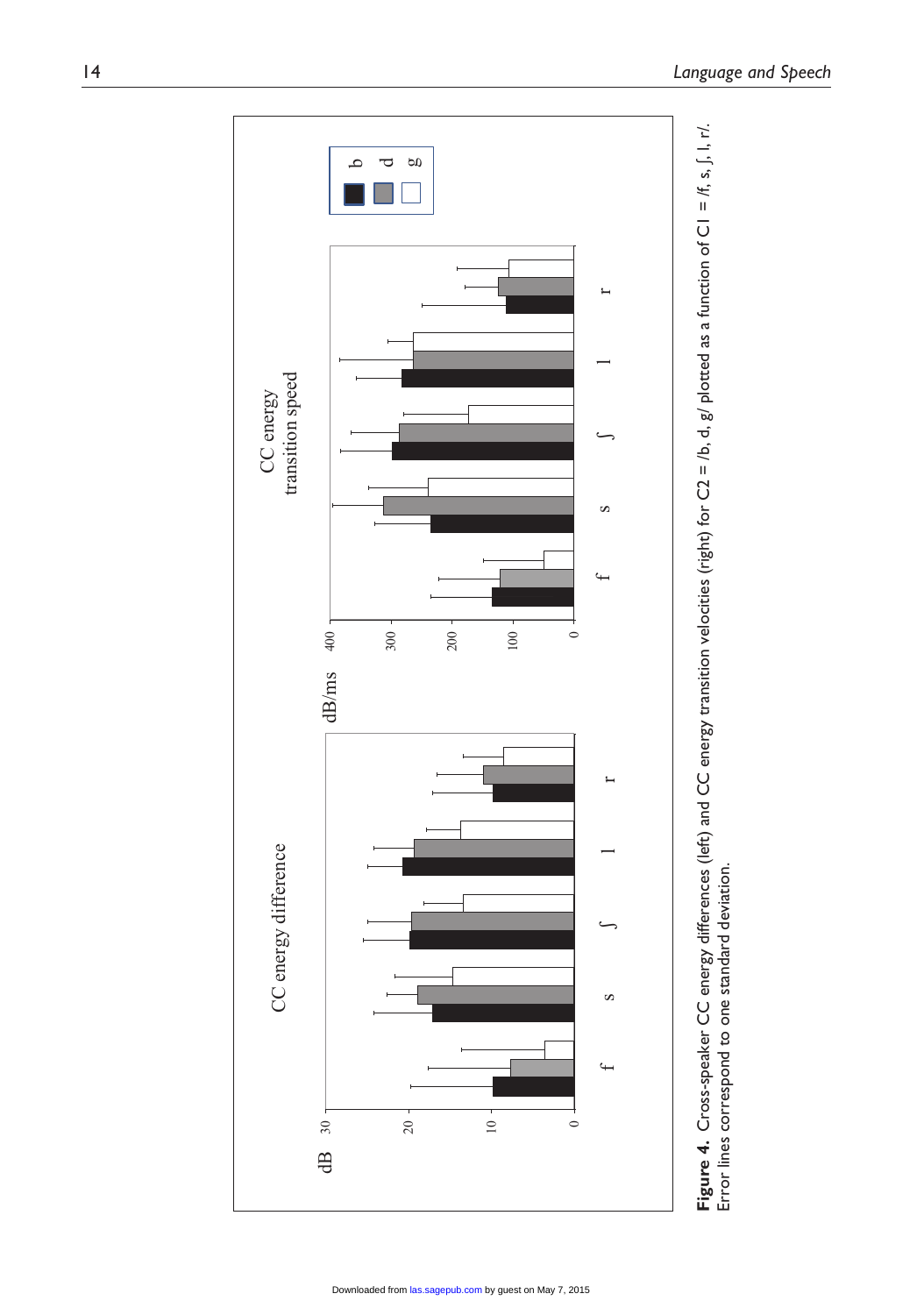**Figure 4.** Cross-speaker CC energy differences (left) and CC energy transition velocities (right) for C2 = /b, d, g/ plotted as a function of C1 = /f, s, ʃ, l, r/. Error lines correspond to one standard deviation.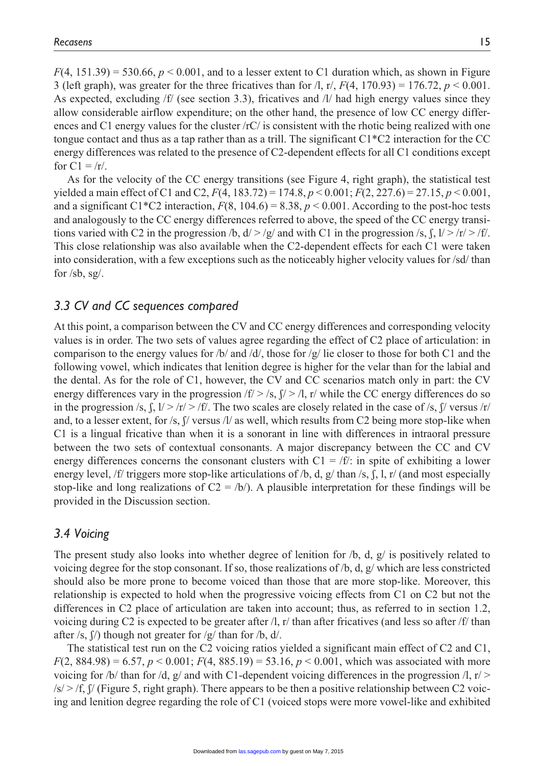$F(4, 151.39) = 530.66$, $p < 0.001$, and to a lesser extent to C1 duration which, as shown in Figure 3 (left graph), was greater for the three fricatives than for /l, r/, $F(4, 170.93) = 176.72$, $p < 0.001$. As expected, excluding /f/ (see section 3.3), fricatives and /l/ had high energy values since they allow considerable airflow expenditure; on the other hand, the presence of low CC energy differences and C1 energy values for the cluster /rC/ is consistent with the rhotic being realized with one tongue contact and thus as a tap rather than as a trill. The significant C1*C2 interaction for the CC energy differences was related to the presence of C2-dependent effects for all C1 conditions except for C1 = /r/.

As for the velocity of the CC energy transitions (see Figure 4, right graph), the statistical test yielded a main effect of C1 and C2, $F(4, 183.72) = 174.8$, $p < 0.001$; $F(2, 227.6) = 27.15$, $p < 0.001$, and a significant C1*C2 interaction, $F(8, 104.6) = 8.38$, $p < 0.001$. According to the post-hoc tests and analogously to the CC energy differences referred to above, the speed of the CC energy transitions varied with C2 in the progression /b, d/ > /g/ and with C1 in the progression /s, ʃ, l/ > /r/ > /f/. This close relationship was also available when the C2-dependent effects for each C1 were taken into consideration, with a few exceptions such as the noticeably higher velocity values for /sd/ than for /sb, sg/.

### *3.3 CV and CC sequences compared*

At this point, a comparison between the CV and CC energy differences and corresponding velocity values is in order. The two sets of values agree regarding the effect of C2 place of articulation: in comparison to the energy values for /b/ and /d/, those for /g/ lie closer to those for both C1 and the following vowel, which indicates that lenition degree is higher for the velar than for the labial and the dental. As for the role of C1, however, the CV and CC scenarios match only in part: the CV energy differences vary in the progression /f/ > /s, ʃ/ > /l, r/ while the CC energy differences do so in the progression /s, ʃ, l/ > /r/ > /f/. The two scales are closely related in the case of /s, ʃ/ versus /r/ and, to a lesser extent, for /s, ʃ/ versus /l/ as well, which results from C2 being more stop-like when C1 is a lingual fricative than when it is a sonorant in line with differences in intraoral pressure between the two sets of contextual consonants. A major discrepancy between the CC and CV energy differences concerns the consonant clusters with C1 = /f/: in spite of exhibiting a lower energy level, /f/ triggers more stop-like articulations of /b, d, g/ than /s, ʃ, l, r/ (and most especially stop-like and long realizations of C2 = /b/). A plausible interpretation for these findings will be provided in the Discussion section.

### *3.4 Voicing*

The present study also looks into whether degree of lenition for /b, d, g/ is positively related to voicing degree for the stop consonant. If so, those realizations of /b, d, g/ which are less constricted should also be more prone to become voiced than those that are more stop-like. Moreover, this relationship is expected to hold when the progressive voicing effects from C1 on C2 but not the differences in C2 place of articulation are taken into account; thus, as referred to in section 1.2, voicing during C2 is expected to be greater after /l, r/ than after fricatives (and less so after /f/ than after /s, ʃ/) though not greater for /g/ than for /b, d/.

The statistical test run on the C2 voicing ratios yielded a significant main effect of C2 and C1, $F(2, 884.98) = 6.57$, $p < 0.001$; $F(4, 885.19) = 53.16$, $p < 0.001$, which was associated with more voicing for /b/ than for /d, g/ and with C1-dependent voicing differences in the progression /l, r/ > /s/ > /f, ʃ/ (Figure 5, right graph). There appears to be then a positive relationship between C2 voicing and lenition degree regarding the role of C1 (voiced stops were more vowel-like and exhibited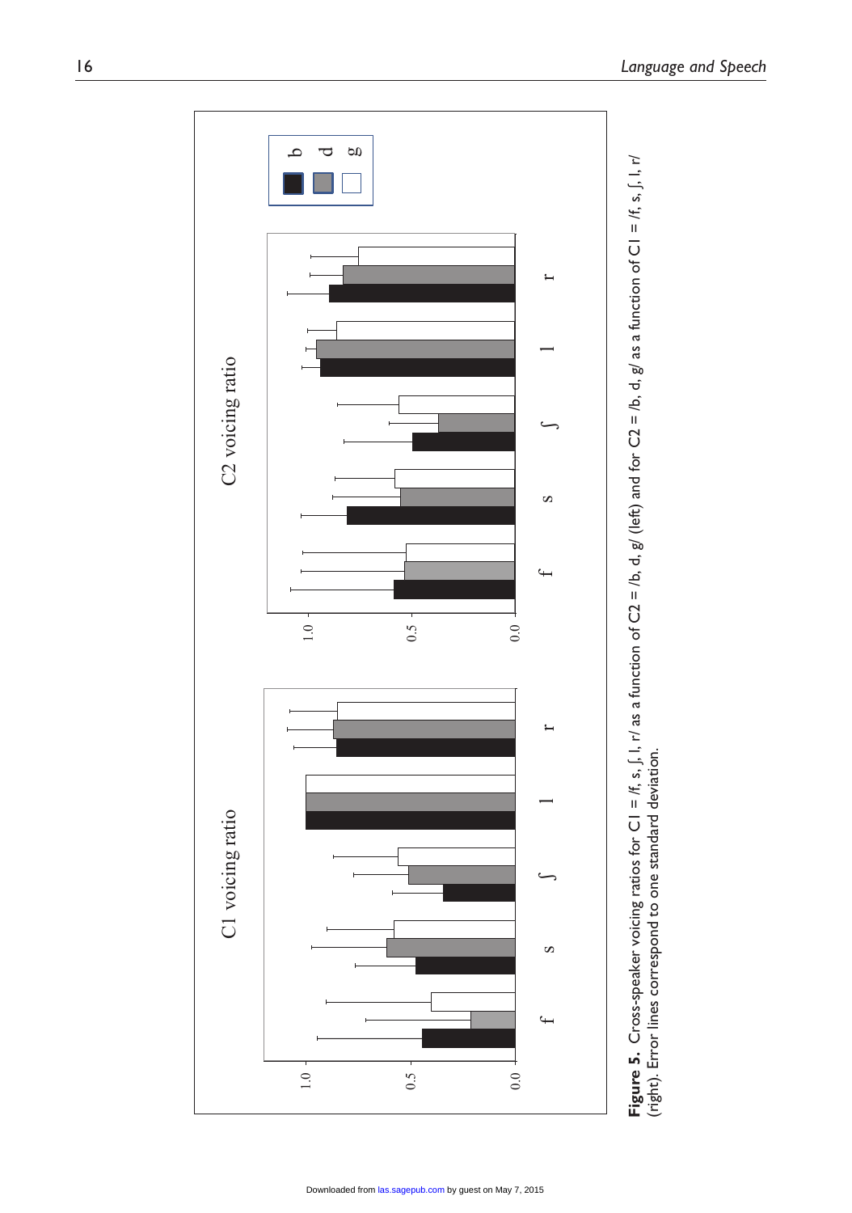**Figure 5.** Cross-speaker voicing ratios for C1 = /f, s, ʃ, l, r/ as a function of C2 = /b, d, g/ (left) and for C2 = /b, d, g/ as a function of C1 = /f, s, ʃ, l, r/ (right). Error lines correspond to one standard deviation.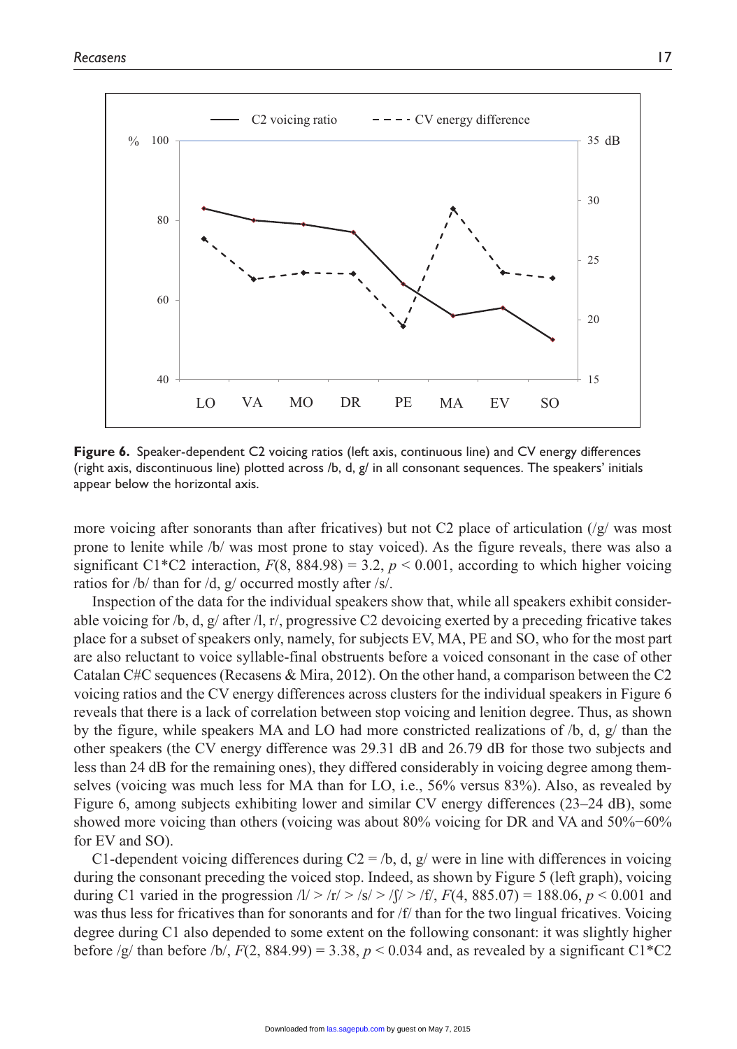**Figure 6.** Speaker-dependent C2 voicing ratios (left axis, continuous line) and CV energy differences (right axis, discontinuous line) plotted across /b, d, g/ in all consonant sequences. The speakers' initials appear below the horizontal axis.

more voicing after sonorants than after fricatives) but not C2 place of articulation (/g/ was most prone to lenite while /b/ was most prone to stay voiced). As the figure reveals, there was also a significant C1*C2 interaction, $F(8, 884.98) = 3.2$, $p < 0.001$, according to which higher voicing ratios for /b/ than for /d, g/ occurred mostly after /s/.

Inspection of the data for the individual speakers show that, while all speakers exhibit considerable voicing for /b, d, g/ after /l, r/, progressive C2 devoicing exerted by a preceding fricative takes place for a subset of speakers only, namely, for subjects EV, MA, PE and SO, who for the most part are also reluctant to voice syllable-final obstruents before a voiced consonant in the case of other Catalan C#C sequences (Recasens & Mira, 2012). On the other hand, a comparison between the C2 voicing ratios and the CV energy differences across clusters for the individual speakers in Figure 6 reveals that there is a lack of correlation between stop voicing and lenition degree. Thus, as shown by the figure, while speakers MA and LO had more constricted realizations of /b, d, g/ than the other speakers (the CV energy difference was 29.31 dB and 26.79 dB for those two subjects and less than 24 dB for the remaining ones), they differed considerably in voicing degree among themselves (voicing was much less for MA than for LO, i.e., 56% versus 83%). Also, as revealed by Figure 6, among subjects exhibiting lower and similar CV energy differences (23–24 dB), some showed more voicing than others (voicing was about 80% voicing for DR and VA and 50%−60% for EV and SO).

C1-dependent voicing differences during C2 = /b, d, g/ were in line with differences in voicing during the consonant preceding the voiced stop. Indeed, as shown by Figure 5 (left graph), voicing during C1 varied in the progression /l/ > /r/ > /s/ > /ʃ/ > /f/, $F(4, 885.07) = 188.06$, $p < 0.001$ and was thus less for fricatives than for sonorants and for /f/ than for the two lingual fricatives. Voicing degree during C1 also depended to some extent on the following consonant: it was slightly higher before /g/ than before /b/, $F(2, 884.99) = 3.38$, $p < 0.034$ and, as revealed by a significant C1*C2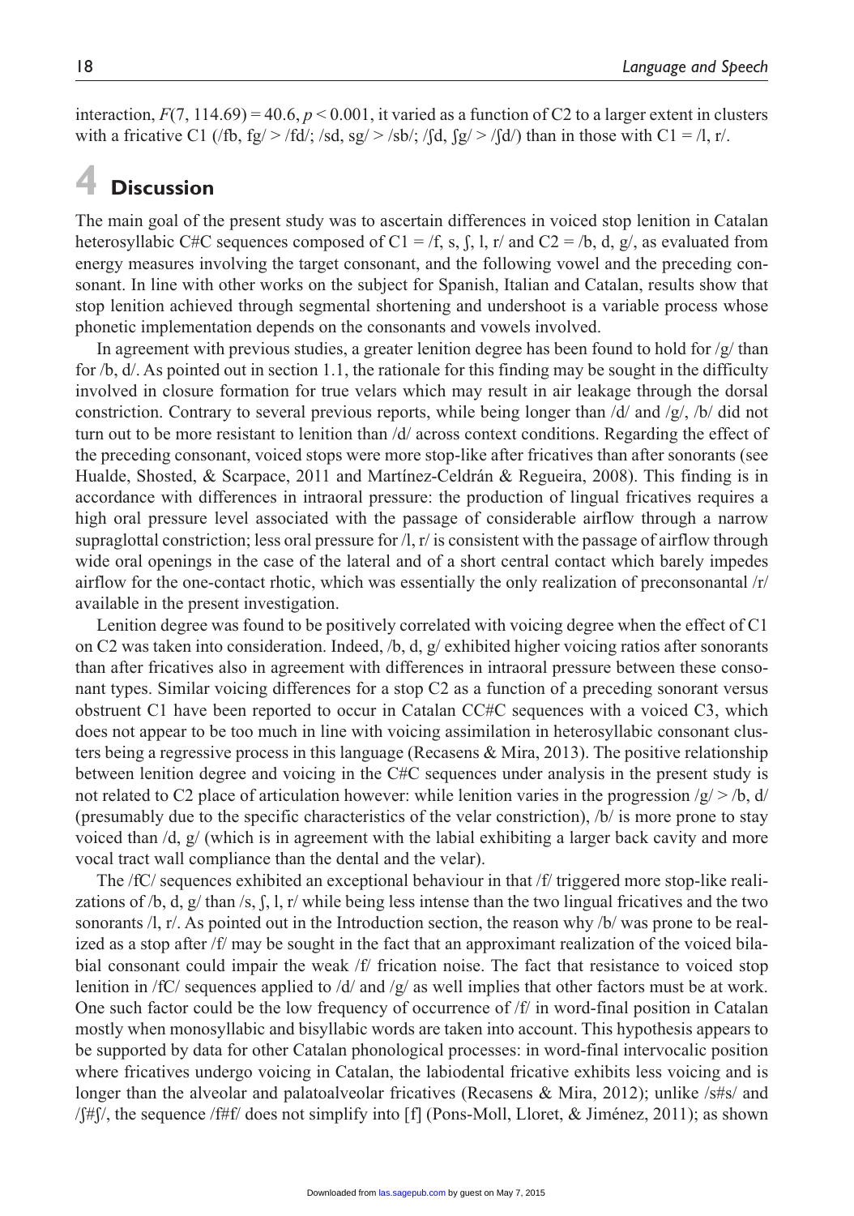interaction, $F(7, 114.69) = 40.6$, $p < 0.001$, it varied as a function of C2 to a larger extent in clusters with a fricative C1 (/fb, fg/ > /fd/; /sd, sg/ > /sb/; /ʃd, ʃg/ > /ʃd/) than in those with C1 = /l, r/.

# 4 Discussion

The main goal of the present study was to ascertain differences in voiced stop lenition in Catalan heterosyllabic C#C sequences composed of C1 = /f, s, ʃ, l, r/ and C2 = /b, d, g/, as evaluated from energy measures involving the target consonant, and the following vowel and the preceding consonant. In line with other works on the subject for Spanish, Italian and Catalan, results show that stop lenition achieved through segmental shortening and undershoot is a variable process whose phonetic implementation depends on the consonants and vowels involved.

In agreement with previous studies, a greater lenition degree has been found to hold for /g/ than for /b, d/. As pointed out in section 1.1, the rationale for this finding may be sought in the difficulty involved in closure formation for true velars which may result in air leakage through the dorsal constriction. Contrary to several previous reports, while being longer than /d/ and /g/, /b/ did not turn out to be more resistant to lenition than /d/ across context conditions. Regarding the effect of the preceding consonant, voiced stops were more stop-like after fricatives than after sonorants (see Hualde, Shosted, & Scarpace, 2011 and Martínez-Celdrán & Regueira, 2008). This finding is in accordance with differences in intraoral pressure: the production of lingual fricatives requires a high oral pressure level associated with the passage of considerable airflow through a narrow supraglottal constriction; less oral pressure for /l, r/ is consistent with the passage of airflow through wide oral openings in the case of the lateral and of a short central contact which barely impedes airflow for the one-contact rhotic, which was essentially the only realization of preconsonantal /r/ available in the present investigation.

Lenition degree was found to be positively correlated with voicing degree when the effect of C1 on C2 was taken into consideration. Indeed, /b, d, g/ exhibited higher voicing ratios after sonorants than after fricatives also in agreement with differences in intraoral pressure between these consonant types. Similar voicing differences for a stop C2 as a function of a preceding sonorant versus obstruent C1 have been reported to occur in Catalan CC#C sequences with a voiced C3, which does not appear to be too much in line with voicing assimilation in heterosyllabic consonant clusters being a regressive process in this language (Recasens & Mira, 2013). The positive relationship between lenition degree and voicing in the C#C sequences under analysis in the present study is not related to C2 place of articulation however: while lenition varies in the progression /g/ > /b, d/ (presumably due to the specific characteristics of the velar constriction), /b/ is more prone to stay voiced than /d, g/ (which is in agreement with the labial exhibiting a larger back cavity and more vocal tract wall compliance than the dental and the velar).

The /fC/ sequences exhibited an exceptional behaviour in that /f/ triggered more stop-like realizations of /b, d, g/ than /s, ʃ, l, r/ while being less intense than the two lingual fricatives and the two sonorants /l, r/. As pointed out in the Introduction section, the reason why /b/ was prone to be realized as a stop after /f/ may be sought in the fact that an approximant realization of the voiced bilabial consonant could impair the weak /f/ frication noise. The fact that resistance to voiced stop lenition in /fC/ sequences applied to /d/ and /g/ as well implies that other factors must be at work. One such factor could be the low frequency of occurrence of /f/ in word-final position in Catalan mostly when monosyllabic and bisyllabic words are taken into account. This hypothesis appears to be supported by data for other Catalan phonological processes: in word-final intervocalic position where fricatives undergo voicing in Catalan, the labiodental fricative exhibits less voicing and is longer than the alveolar and palatoalveolar fricatives (Recasens & Mira, 2012); unlike /s#s/ and /ʃ#ʃ/, the sequence /f#f/ does not simplify into [f] (Pons-Moll, Lloret, & Jiménez, 2011); as shown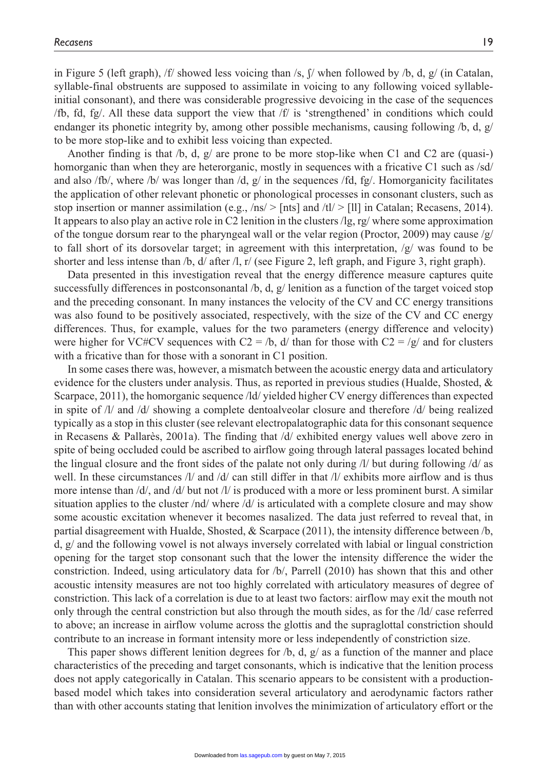in Figure 5 (left graph), /f/ showed less voicing than /s, ʃ/ when followed by /b, d, g/ (in Catalan, syllable-final obstruents are supposed to assimilate in voicing to any following voiced syllable-initial consonant), and there was considerable progressive devoicing in the case of the sequences /fb, fd, fg/. All these data support the view that /f/ is 'strengthened' in conditions which could endanger its phonetic integrity by, among other possible mechanisms, causing following /b, d, g/ to be more stop-like and to exhibit less voicing than expected.

Another finding is that /b, d, g/ are prone to be more stop-like when C1 and C2 are (quasi-) homorganic than when they are heterorganic, mostly in sequences with a fricative C1 such as /sd/ and also /fb/, where /b/ was longer than /d, g/ in the sequences /fd, fg/. Homorganicity facilitates the application of other relevant phonetic or phonological processes in consonant clusters, such as stop insertion or manner assimilation (e.g., /ns/ > [nts] and /tl/ > [ll] in Catalan; Recasens, 2014). It appears to also play an active role in C2 lenition in the clusters /lg, rg/ where some approximation of the tongue dorsum rear to the pharyngeal wall or the velar region (Proctor, 2009) may cause /g/ to fall short of its dorsovelar target; in agreement with this interpretation, /g/ was found to be shorter and less intense than /b, d/ after /l, r/ (see Figure 2, left graph, and Figure 3, right graph).

Data presented in this investigation reveal that the energy difference measure captures quite successfully differences in postconsonantal /b, d, g/ lenition as a function of the target voiced stop and the preceding consonant. In many instances the velocity of the CV and CC energy transitions was also found to be positively associated, respectively, with the size of the CV and CC energy differences. Thus, for example, values for the two parameters (energy difference and velocity) were higher for VC#CV sequences with C2 = /b, d/ than for those with C2 = /g/ and for clusters with a fricative than for those with a sonorant in C1 position.

In some cases there was, however, a mismatch between the acoustic energy data and articulatory evidence for the clusters under analysis. Thus, as reported in previous studies (Hualde, Shosted, & Scarpace, 2011), the homorganic sequence /ld/ yielded higher CV energy differences than expected in spite of /l/ and /d/ showing a complete dentoalveolar closure and therefore /d/ being realized typically as a stop in this cluster (see relevant electropalatographic data for this consonant sequence in Recasens & Pallarès, 2001a). The finding that /d/ exhibited energy values well above zero in spite of being occluded could be ascribed to airflow going through lateral passages located behind the lingual closure and the front sides of the palate not only during /l/ but during following /d/ as well. In these circumstances /l/ and /d/ can still differ in that /l/ exhibits more airflow and is thus more intense than /d/, and /d/ but not /l/ is produced with a more or less prominent burst. A similar situation applies to the cluster /nd/ where /d/ is articulated with a complete closure and may show some acoustic excitation whenever it becomes nasalized. The data just referred to reveal that, in partial disagreement with Hualde, Shosted, & Scarpace (2011), the intensity difference between /b, d, g/ and the following vowel is not always inversely correlated with labial or lingual constriction opening for the target stop consonant such that the lower the intensity difference the wider the constriction. Indeed, using articulatory data for /b/, Parrell (2010) has shown that this and other acoustic intensity measures are not too highly correlated with articulatory measures of degree of constriction. This lack of a correlation is due to at least two factors: airflow may exit the mouth not only through the central constriction but also through the mouth sides, as for the /ld/ case referred to above; an increase in airflow volume across the glottis and the supraglottal constriction should contribute to an increase in formant intensity more or less independently of constriction size.

This paper shows different lenition degrees for /b, d, g/ as a function of the manner and place characteristics of the preceding and target consonants, which is indicative that the lenition process does not apply categorically in Catalan. This scenario appears to be consistent with a production-based model which takes into consideration several articulatory and aerodynamic factors rather than with other accounts stating that lenition involves the minimization of articulatory effort or the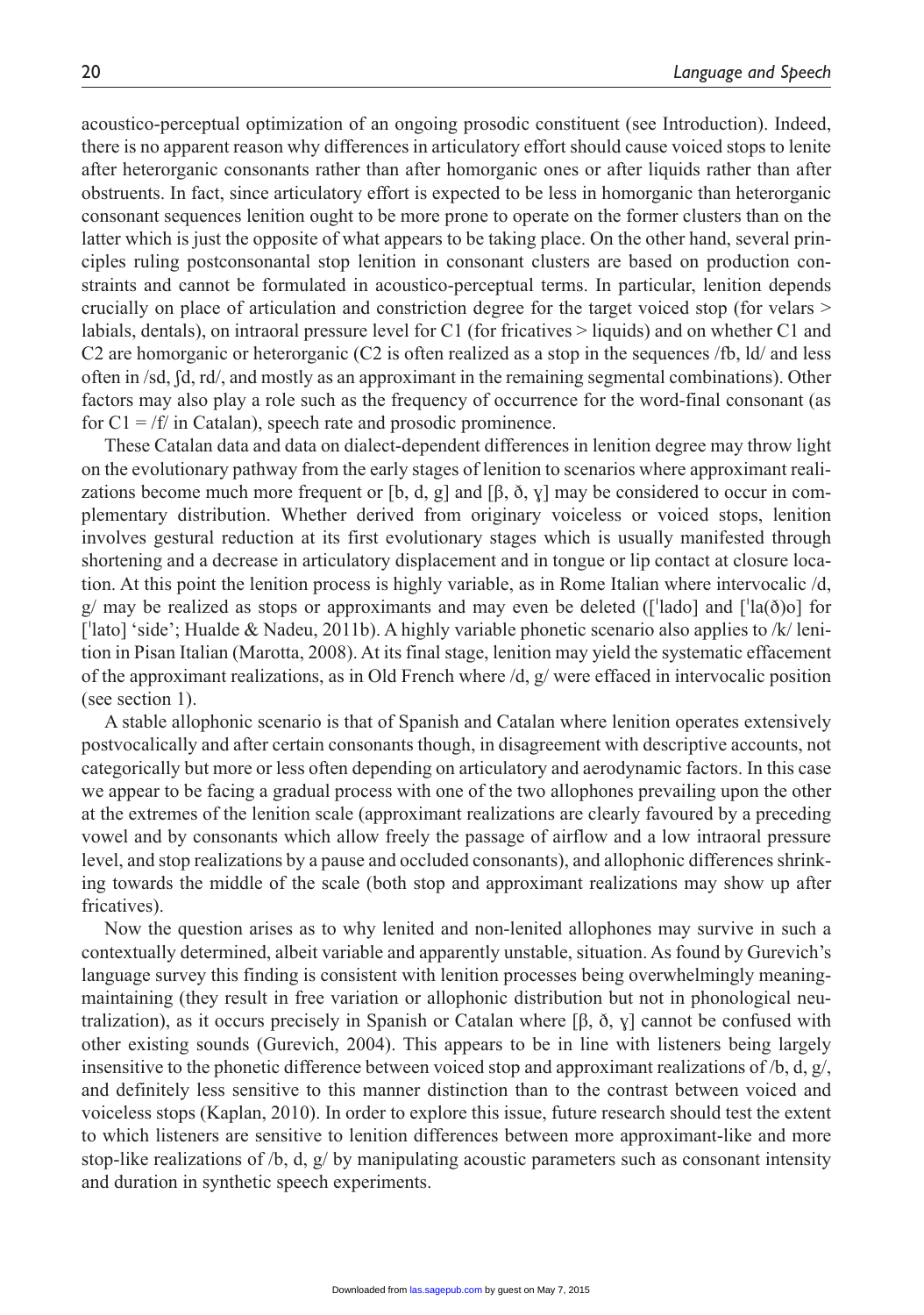acoustico-perceptual optimization of an ongoing prosodic constituent (see Introduction). Indeed, there is no apparent reason why differences in articulatory effort should cause voiced stops to lenite after heterorganic consonants rather than after homorganic ones or after liquids rather than after obstruents. In fact, since articulatory effort is expected to be less in homorganic than heterorganic consonant sequences lenition ought to be more prone to operate on the former clusters than on the latter which is just the opposite of what appears to be taking place. On the other hand, several principles ruling postconsonantal stop lenition in consonant clusters are based on production constraints and cannot be formulated in acoustico-perceptual terms. In particular, lenition depends crucially on place of articulation and constriction degree for the target voiced stop (for velars > labials, dentals), on intraoral pressure level for C1 (for fricatives > liquids) and on whether C1 and C2 are homorganic or heterorganic (C2 is often realized as a stop in the sequences /fb, ld/ and less often in /sd, ʃd, rd/, and mostly as an approximant in the remaining segmental combinations). Other factors may also play a role such as the frequency of occurrence for the word-final consonant (as for C1 = /f/ in Catalan), speech rate and prosodic prominence.

These Catalan data and data on dialect-dependent differences in lenition degree may throw light on the evolutionary pathway from the early stages of lenition to scenarios where approximant realizations become much more frequent or [b, d, g] and [β, ð, ɣ] may be considered to occur in complementary distribution. Whether derived from originary voiceless or voiced stops, lenition involves gestural reduction at its first evolutionary stages which is usually manifested through shortening and a decrease in articulatory displacement and in tongue or lip contact at closure location. At this point the lenition process is highly variable, as in Rome Italian where intervocalic /d, g/ may be realized as stops or approximants and may even be deleted ([ˈlado] and [ˈla(ð)o] for [ˈlato] 'side'; Hualde & Nadeu, 2011b). A highly variable phonetic scenario also applies to /k/ lenition in Pisan Italian (Marotta, 2008). At its final stage, lenition may yield the systematic effacement of the approximant realizations, as in Old French where /d, g/ were effaced in intervocalic position (see section 1).

A stable allophonic scenario is that of Spanish and Catalan where lenition operates extensively postvocalically and after certain consonants though, in disagreement with descriptive accounts, not categorically but more or less often depending on articulatory and aerodynamic factors. In this case we appear to be facing a gradual process with one of the two allophones prevailing upon the other at the extremes of the lenition scale (approximant realizations are clearly favoured by a preceding vowel and by consonants which allow freely the passage of airflow and a low intraoral pressure level, and stop realizations by a pause and occluded consonants), and allophonic differences shrinking towards the middle of the scale (both stop and approximant realizations may show up after fricatives).

Now the question arises as to why lenited and non-lenited allophones may survive in such a contextually determined, albeit variable and apparently unstable, situation. As found by Gurevich's language survey this finding is consistent with lenition processes being overwhelmingly meaning-maintaining (they result in free variation or allophonic distribution but not in phonological neutralization), as it occurs precisely in Spanish or Catalan where [β, ð, ɣ] cannot be confused with other existing sounds (Gurevich, 2004). This appears to be in line with listeners being largely insensitive to the phonetic difference between voiced stop and approximant realizations of /b, d, g/, and definitely less sensitive to this manner distinction than to the contrast between voiced and voiceless stops (Kaplan, 2010). In order to explore this issue, future research should test the extent to which listeners are sensitive to lenition differences between more approximant-like and more stop-like realizations of /b, d, g/ by manipulating acoustic parameters such as consonant intensity and duration in synthetic speech experiments.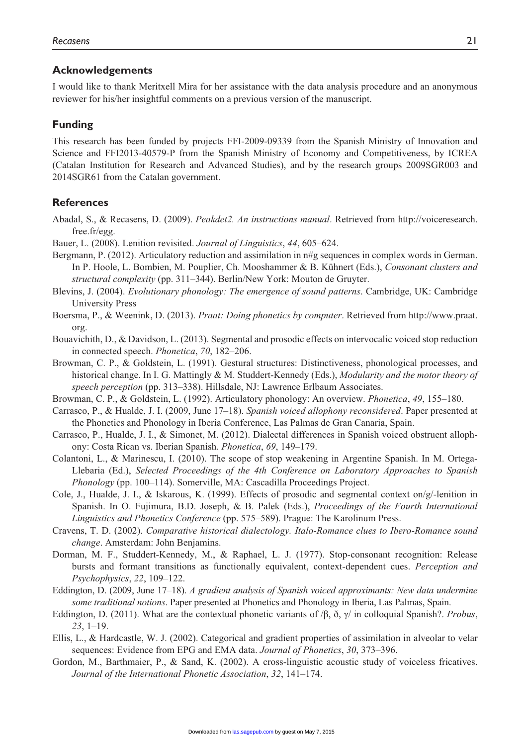## Acknowledgements

I would like to thank Meritxell Mira for her assistance with the data analysis procedure and an anonymous reviewer for his/her insightful comments on a previous version of the manuscript.

## Funding

This research has been funded by projects FFI-2009-09339 from the Spanish Ministry of Innovation and Science and FFI2013-40579-P from the Spanish Ministry of Economy and Competitiveness, by ICREA (Catalan Institution for Research and Advanced Studies), and by the research groups 2009SGR003 and 2014SGR61 from the Catalan government.

## References

Abadal, S., & Recasens, D. (2009). *Peakdet2. An instructions manual*. Retrieved from http://voiceresearch.free.fr/egg.

Bauer, L. (2008). Lenition revisited. *Journal of Linguistics*, *44*, 605–624.

Bergmann, P. (2012). Articulatory reduction and assimilation in n#g sequences in complex words in German. In P. Hoole, L. Bombien, M. Pouplier, Ch. Mooshammer & B. Kühnert (Eds.), *Consonant clusters and structural complexity* (pp. 311–344). Berlin/New York: Mouton de Gruyter.

Blevins, J. (2004). *Evolutionary phonology: The emergence of sound patterns*. Cambridge, UK: Cambridge University Press

Boersma, P., & Weenink, D. (2013). *Praat: Doing phonetics by computer*. Retrieved from http://www.praat.org.

Bouavichith, D., & Davidson, L. (2013). Segmental and prosodic effects on intervocalic voiced stop reduction in connected speech. *Phonetica*, *70*, 182–206.

Browman, C. P., & Goldstein, L. (1991). Gestural structures: Distinctiveness, phonological processes, and historical change. In I. G. Mattingly & M. Studdert-Kennedy (Eds.), *Modularity and the motor theory of speech perception* (pp. 313–338). Hillsdale, NJ: Lawrence Erlbaum Associates.

Browman, C. P., & Goldstein, L. (1992). Articulatory phonology: An overview. *Phonetica*, *49*, 155–180.

Carrasco, P., & Hualde, J. I. (2009, June 17–18). *Spanish voiced allophony reconsidered*. Paper presented at the Phonetics and Phonology in Iberia Conference, Las Palmas de Gran Canaria, Spain.

Carrasco, P., Hualde, J. I., & Simonet, M. (2012). Dialectal differences in Spanish voiced obstruent allophony: Costa Rican vs. Iberian Spanish. *Phonetica*, *69*, 149–179.

Colantoni, L., & Marinescu, I. (2010). The scope of stop weakening in Argentine Spanish. In M. Ortega-Llebaria (Ed.), *Selected Proceedings of the 4th Conference on Laboratory Approaches to Spanish Phonology* (pp. 100–114). Somerville, MA: Cascadilla Proceedings Project.

Cole, J., Hualde, J. I., & Iskarous, K. (1999). Effects of prosodic and segmental context on/g/-lenition in Spanish. In O. Fujimura, B.D. Joseph, & B. Palek (Eds.), *Proceedings of the Fourth International Linguistics and Phonetics Conference* (pp. 575–589). Prague: The Karolinum Press.

Cravens, T. D. (2002). *Comparative historical dialectology. Italo-Romance clues to Ibero-Romance sound change*. Amsterdam: John Benjamins.

Dorman, M. F., Studdert-Kennedy, M., & Raphael, L. J. (1977). Stop-consonant recognition: Release bursts and formant transitions as functionally equivalent, context-dependent cues. *Perception and Psychophysics*, *22*, 109–122.

Eddington, D. (2009, June 17–18). *A gradient analysis of Spanish voiced approximants: New data undermine some traditional notions*. Paper presented at Phonetics and Phonology in Iberia, Las Palmas, Spain.

Eddington, D. (2011). What are the contextual phonetic variants of /β, ð, γ/ in colloquial Spanish?. *Probus*, *23*, 1–19.

Ellis, L., & Hardcastle, W. J. (2002). Categorical and gradient properties of assimilation in alveolar to velar sequences: Evidence from EPG and EMA data. *Journal of Phonetics*, *30*, 373–396.

Gordon, M., Barthmaier, P., & Sand, K. (2002). A cross-linguistic acoustic study of voiceless fricatives. *Journal of the International Phonetic Association*, *32*, 141–174.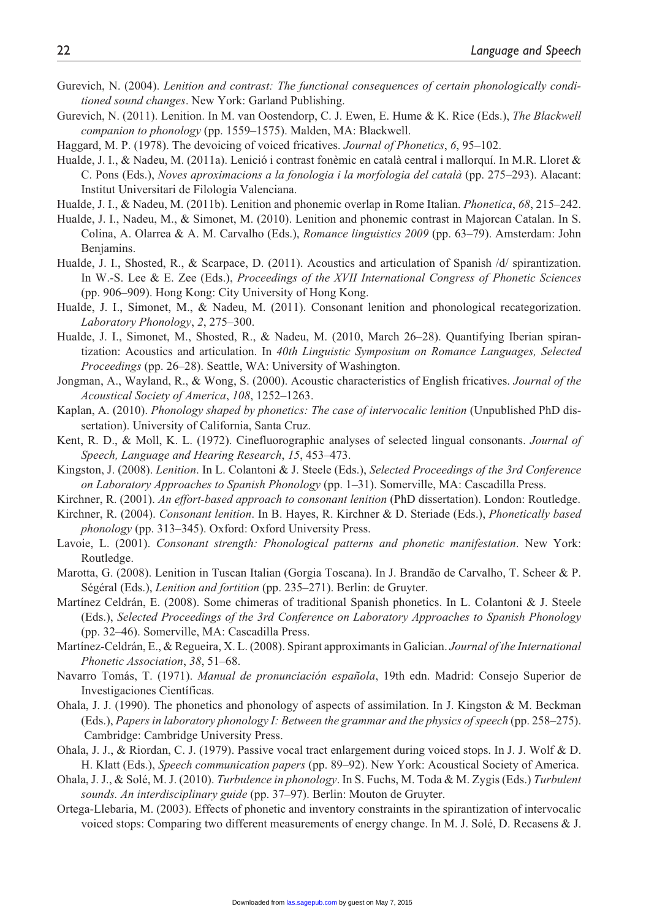Gurevich, N. (2004). *Lenition and contrast: The functional consequences of certain phonologically conditioned sound changes*. New York: Garland Publishing.

Gurevich, N. (2011). Lenition. In M. van Oostendorp, C. J. Ewen, E. Hume & K. Rice (Eds.), *The Blackwell companion to phonology* (pp. 1559–1575). Malden, MA: Blackwell.

Haggard, M. P. (1978). The devoicing of voiced fricatives. *Journal of Phonetics*, *6*, 95–102.

Hualde, J. I., & Nadeu, M. (2011a). Lenició i contrast fonèmic en català central i mallorquí. In M.R. Lloret & C. Pons (Eds.), *Noves aproximacions a la fonologia i la morfologia del català* (pp. 275–293). Alacant: Institut Universitari de Filologia Valenciana.

Hualde, J. I., & Nadeu, M. (2011b). Lenition and phonemic overlap in Rome Italian. *Phonetica*, *68*, 215–242.

Hualde, J. I., Nadeu, M., & Simonet, M. (2010). Lenition and phonemic contrast in Majorcan Catalan. In S. Colina, A. Olarrea & A. M. Carvalho (Eds.), *Romance linguistics 2009* (pp. 63–79). Amsterdam: John Benjamins.

Hualde, J. I., Shosted, R., & Scarpace, D. (2011). Acoustics and articulation of Spanish /d/ spirantization. In W.-S. Lee & E. Zee (Eds.), *Proceedings of the XVII International Congress of Phonetic Sciences* (pp. 906–909). Hong Kong: City University of Hong Kong.

Hualde, J. I., Simonet, M., & Nadeu, M. (2011). Consonant lenition and phonological recategorization. *Laboratory Phonology*, *2*, 275–300.

Hualde, J. I., Simonet, M., Shosted, R., & Nadeu, M. (2010, March 26–28). Quantifying Iberian spirantization: Acoustics and articulation. In *40th Linguistic Symposium on Romance Languages, Selected Proceedings* (pp. 26–28). Seattle, WA: University of Washington.

Jongman, A., Wayland, R., & Wong, S. (2000). Acoustic characteristics of English fricatives. *Journal of the Acoustical Society of America*, *108*, 1252–1263.

Kaplan, A. (2010). *Phonology shaped by phonetics: The case of intervocalic lenition* (Unpublished PhD dissertation). University of California, Santa Cruz.

Kent, R. D., & Moll, K. L. (1972). Cinefluorographic analyses of selected lingual consonants. *Journal of Speech, Language and Hearing Research*, *15*, 453–473.

Kingston, J. (2008). *Lenition*. In L. Colantoni & J. Steele (Eds.), *Selected Proceedings of the 3rd Conference on Laboratory Approaches to Spanish Phonology* (pp. 1–31). Somerville, MA: Cascadilla Press.

Kirchner, R. (2001). *An effort-based approach to consonant lenition* (PhD dissertation). London: Routledge.

Kirchner, R. (2004). *Consonant lenition*. In B. Hayes, R. Kirchner & D. Steriade (Eds.), *Phonetically based phonology* (pp. 313–345). Oxford: Oxford University Press.

Lavoie, L. (2001). *Consonant strength: Phonological patterns and phonetic manifestation*. New York: Routledge.

Marotta, G. (2008). Lenition in Tuscan Italian (Gorgia Toscana). In J. Brandão de Carvalho, T. Scheer & P. Ségéral (Eds.), *Lenition and fortition* (pp. 235–271). Berlin: de Gruyter.

Martínez Celdrán, E. (2008). Some chimeras of traditional Spanish phonetics. In L. Colantoni & J. Steele (Eds.), *Selected Proceedings of the 3rd Conference on Laboratory Approaches to Spanish Phonology* (pp. 32–46). Somerville, MA: Cascadilla Press.

Martínez-Celdrán, E., & Regueira, X. L. (2008). Spirant approximants in Galician. *Journal of the International Phonetic Association*, *38*, 51–68.

Navarro Tomás, T. (1971). *Manual de pronunciación española*, 19th edn. Madrid: Consejo Superior de Investigaciones Científicas.

Ohala, J. J. (1990). The phonetics and phonology of aspects of assimilation. In J. Kingston & M. Beckman (Eds.), *Papers in laboratory phonology I: Between the grammar and the physics of speech* (pp. 258–275). Cambridge: Cambridge University Press.

Ohala, J. J., & Riordan, C. J. (1979). Passive vocal tract enlargement during voiced stops. In J. J. Wolf & D. H. Klatt (Eds.), *Speech communication papers* (pp. 89–92). New York: Acoustical Society of America.

Ohala, J. J., & Solé, M. J. (2010). *Turbulence in phonology*. In S. Fuchs, M. Toda & M. Zygis (Eds.) *Turbulent sounds. An interdisciplinary guide* (pp. 37–97). Berlin: Mouton de Gruyter.

Ortega-Llebaria, M. (2003). Effects of phonetic and inventory constraints in the spirantization of intervocalic voiced stops: Comparing two different measurements of energy change. In M. J. Solé, D. Recasens & J.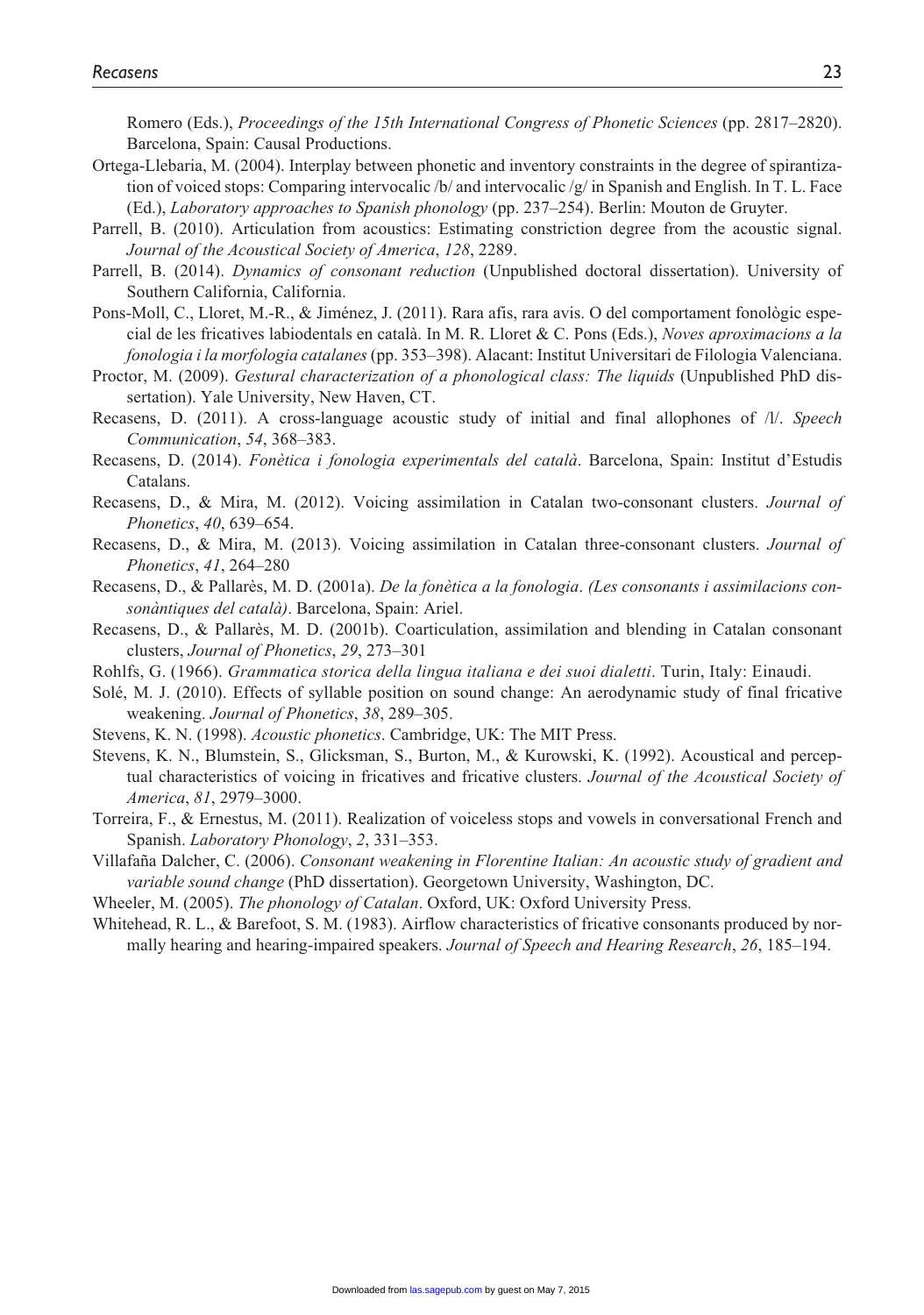Romero (Eds.), *Proceedings of the 15th International Congress of Phonetic Sciences* (pp. 2817–2820). Barcelona, Spain: Causal Productions.

Ortega-Llebaria, M. (2004). Interplay between phonetic and inventory constraints in the degree of spirantization of voiced stops: Comparing intervocalic /b/ and intervocalic /g/ in Spanish and English. In T. L. Face (Ed.), *Laboratory approaches to Spanish phonology* (pp. 237–254). Berlin: Mouton de Gruyter.

Parrell, B. (2010). Articulation from acoustics: Estimating constriction degree from the acoustic signal. *Journal of the Acoustical Society of America*, *128*, 2289.

Parrell, B. (2014). *Dynamics of consonant reduction* (Unpublished doctoral dissertation). University of Southern California, California.

Pons-Moll, C., Lloret, M.-R., & Jiménez, J. (2011). Rara afis, rara avis. O del comportament fonològic especial de les fricatives labiodentals en català. In M. R. Lloret & C. Pons (Eds.), *Noves aproximacions a la fonologia i la morfologia catalanes* (pp. 353–398). Alacant: Institut Universitari de Filologia Valenciana.

Proctor, M. (2009). *Gestural characterization of a phonological class: The liquids* (Unpublished PhD dissertation). Yale University, New Haven, CT.

Recasens, D. (2011). A cross-language acoustic study of initial and final allophones of /l/. *Speech Communication*, *54*, 368–383.

Recasens, D. (2014). *Fonètica i fonologia experimentals del català*. Barcelona, Spain: Institut d'Estudis Catalans.

Recasens, D., & Mira, M. (2012). Voicing assimilation in Catalan two-consonant clusters. *Journal of Phonetics*, *40*, 639–654.

Recasens, D., & Mira, M. (2013). Voicing assimilation in Catalan three-consonant clusters. *Journal of Phonetics*, *41*, 264–280

Recasens, D., & Pallarès, M. D. (2001a). *De la fonètica a la fonologia. (Les consonants i assimilacions consonàntiques del català)*. Barcelona, Spain: Ariel.

Recasens, D., & Pallarès, M. D. (2001b). Coarticulation, assimilation and blending in Catalan consonant clusters, *Journal of Phonetics*, *29*, 273–301

Rohlfs, G. (1966). *Grammatica storica della lingua italiana e dei suoi dialetti*. Turin, Italy: Einaudi.

Solé, M. J. (2010). Effects of syllable position on sound change: An aerodynamic study of final fricative weakening. *Journal of Phonetics*, *38*, 289–305.

Stevens, K. N. (1998). *Acoustic phonetics*. Cambridge, UK: The MIT Press.

Stevens, K. N., Blumstein, S., Glicksman, S., Burton, M., & Kurowski, K. (1992). Acoustical and perceptual characteristics of voicing in fricatives and fricative clusters. *Journal of the Acoustical Society of America*, *81*, 2979–3000.

Torreira, F., & Ernestus, M. (2011). Realization of voiceless stops and vowels in conversational French and Spanish. *Laboratory Phonology*, *2*, 331–353.

Villafaña Dalcher, C. (2006). *Consonant weakening in Florentine Italian: An acoustic study of gradient and variable sound change* (PhD dissertation). Georgetown University, Washington, DC.

Wheeler, M. (2005). *The phonology of Catalan*. Oxford, UK: Oxford University Press.

Whitehead, R. L., & Barefoot, S. M. (1983). Airflow characteristics of fricative consonants produced by normally hearing and hearing-impaired speakers. *Journal of Speech and Hearing Research*, *26*, 185–194.